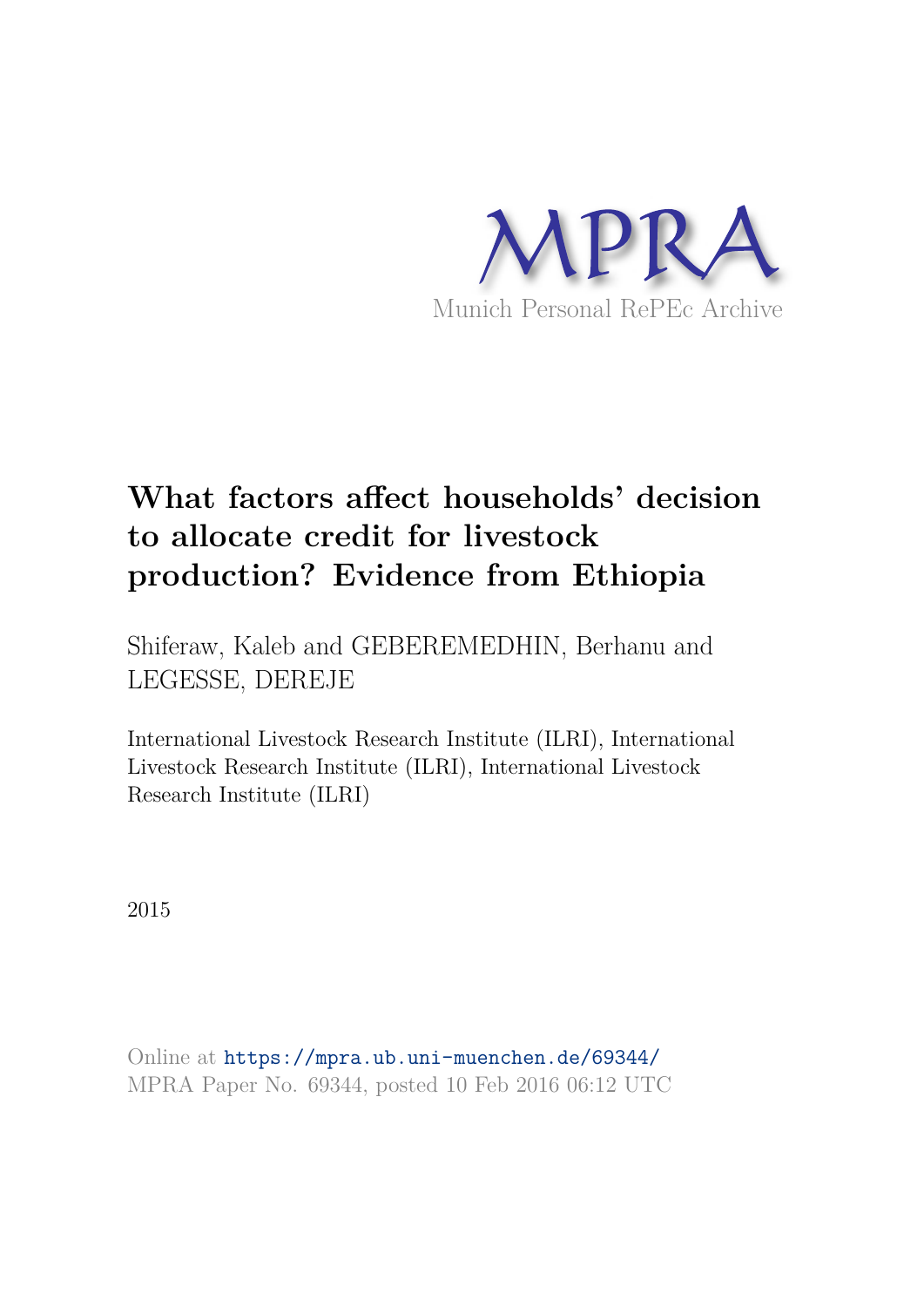MPRA

Munich Personal RePEc Archive

# What factors affect households' decision to allocate credit for livestock production? Evidence from Ethiopia

Shiferaw, Kaleb and GEBEREMEDHIN, Berhanu and LEGESSE, DEREJE

International Livestock Research Institute (ILRI), International Livestock Research Institute (ILRI), International Livestock Research Institute (ILRI)

2015

Online at https://mpra.ub.uni-muenchen.de/69344/
MPRA Paper No. 69344, posted 10 Feb 2016 06:12 UTC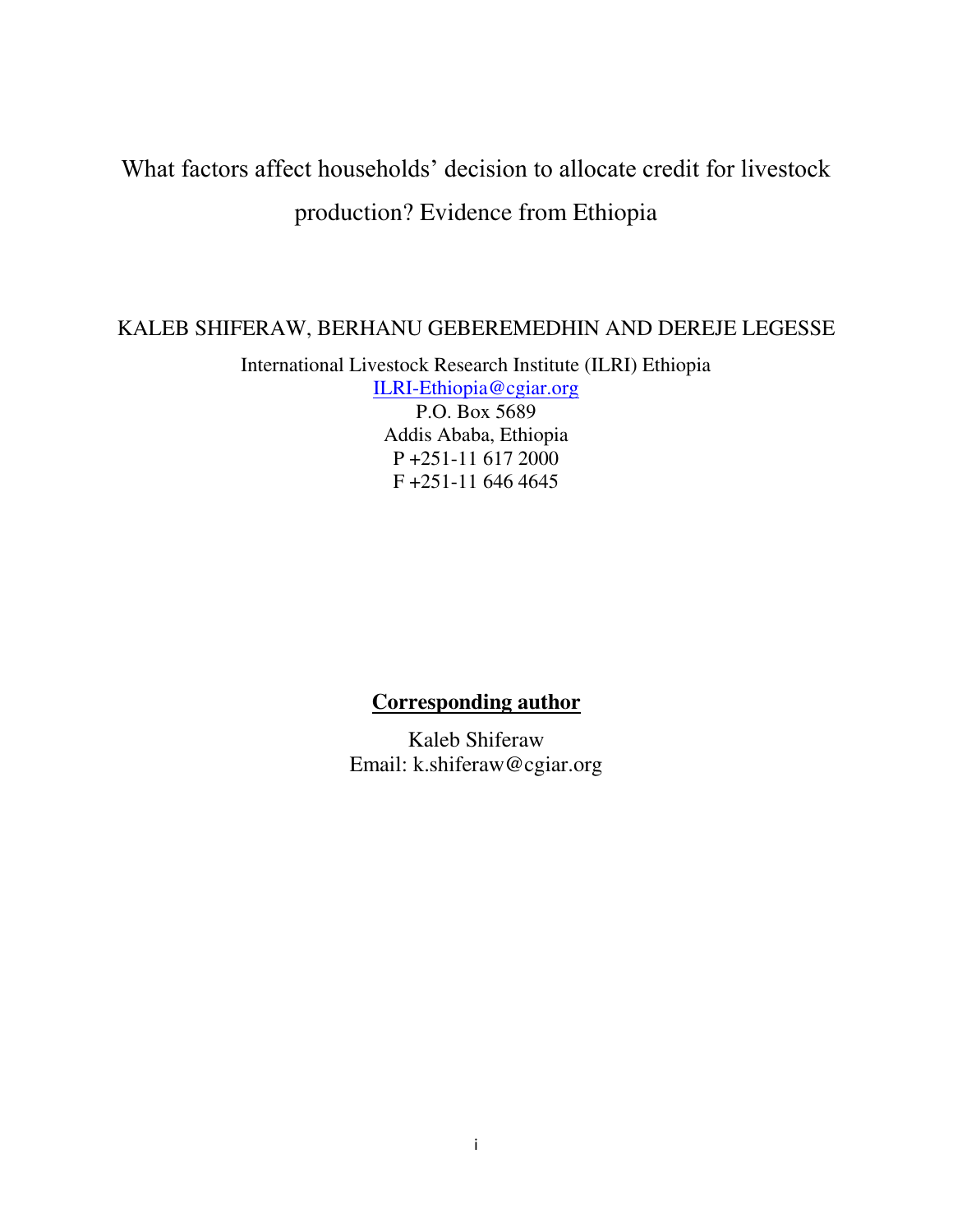# What factors affect households' decision to allocate credit for livestock production? Evidence from Ethiopia

KALEB SHIFERAW, BERHANU GEBEREMEDHIN AND DEREJE LEGESSE

International Livestock Research Institute (ILRI) Ethiopia
ILRI-Ethiopia@cgiar.org
P.O. Box 5689
Addis Ababa, Ethiopia
P +251-11 617 2000
F +251-11 646 4645

**Corresponding author**

Kaleb Shiferaw
Email: k.shiferaw@cgiar.org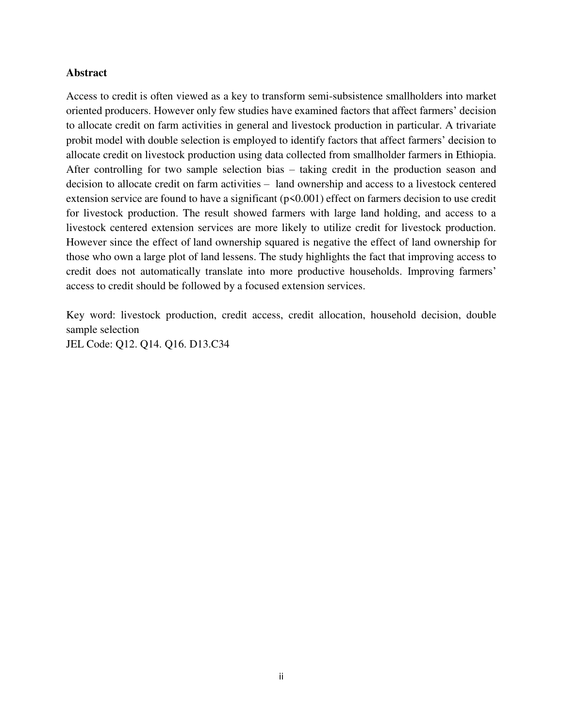## Abstract

Access to credit is often viewed as a key to transform semi-subsistence smallholders into market oriented producers. However only few studies have examined factors that affect farmers' decision to allocate credit on farm activities in general and livestock production in particular. A trivariate probit model with double selection is employed to identify factors that affect farmers' decision to allocate credit on livestock production using data collected from smallholder farmers in Ethiopia. After controlling for two sample selection bias – taking credit in the production season and decision to allocate credit on farm activities – land ownership and access to a livestock centered extension service are found to have a significant ($p<0.001$) effect on farmers decision to use credit for livestock production. The result showed farmers with large land holding, and access to a livestock centered extension services are more likely to utilize credit for livestock production. However since the effect of land ownership squared is negative the effect of land ownership for those who own a large plot of land lessens. The study highlights the fact that improving access to credit does not automatically translate into more productive households. Improving farmers' access to credit should be followed by a focused extension services.

Key word: livestock production, credit access, credit allocation, household decision, double sample selection

JEL Code: Q12. Q14. Q16. D13.C34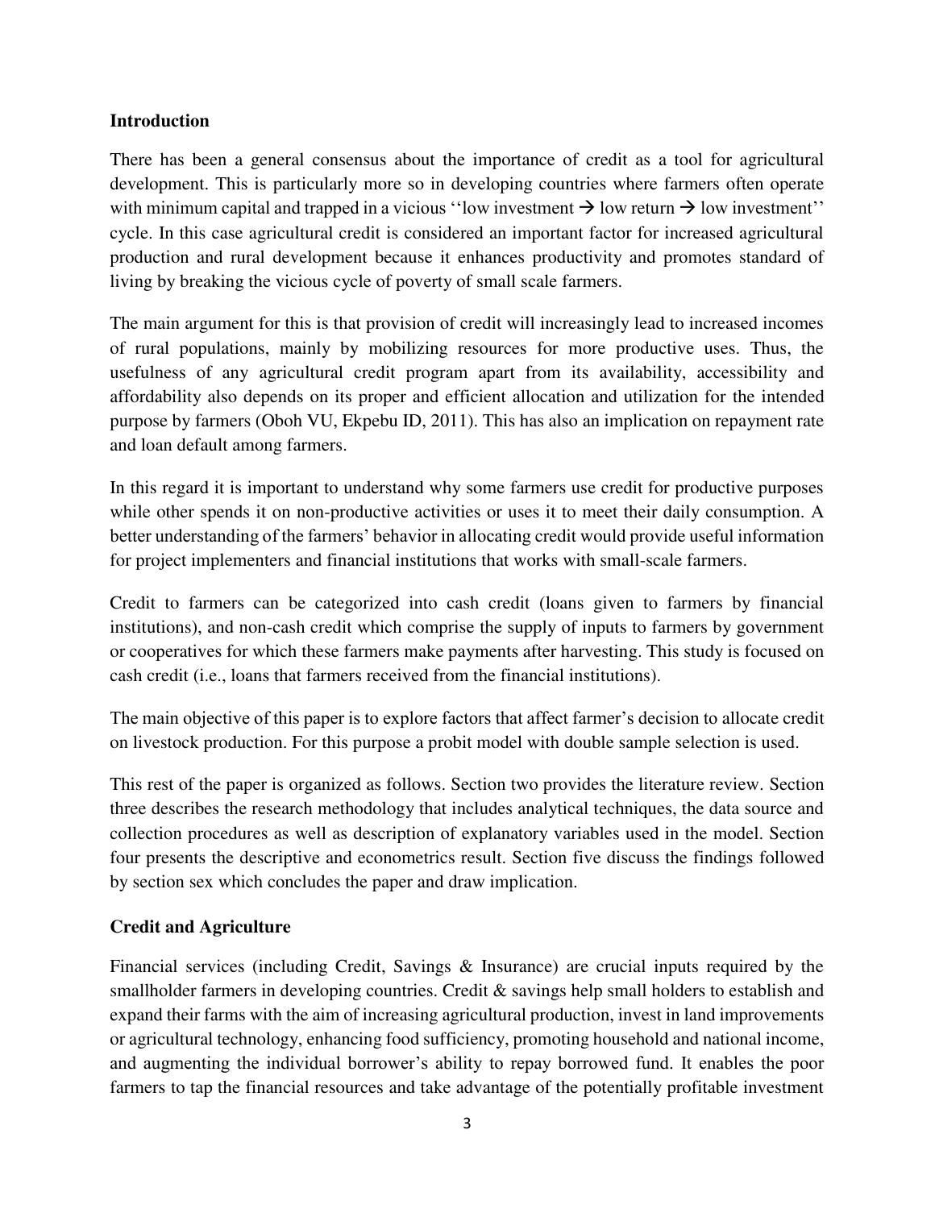## Introduction

There has been a general consensus about the importance of credit as a tool for agricultural development. This is particularly more so in developing countries where farmers often operate with minimum capital and trapped in a vicious ''low investment → low return → low investment'' cycle. In this case agricultural credit is considered an important factor for increased agricultural production and rural development because it enhances productivity and promotes standard of living by breaking the vicious cycle of poverty of small scale farmers.

The main argument for this is that provision of credit will increasingly lead to increased incomes of rural populations, mainly by mobilizing resources for more productive uses. Thus, the usefulness of any agricultural credit program apart from its availability, accessibility and affordability also depends on its proper and efficient allocation and utilization for the intended purpose by farmers (Oboh VU, Ekpebu ID, 2011). This has also an implication on repayment rate and loan default among farmers.

In this regard it is important to understand why some farmers use credit for productive purposes while other spends it on non-productive activities or uses it to meet their daily consumption. A better understanding of the farmers' behavior in allocating credit would provide useful information for project implementers and financial institutions that works with small-scale farmers.

Credit to farmers can be categorized into cash credit (loans given to farmers by financial institutions), and non-cash credit which comprise the supply of inputs to farmers by government or cooperatives for which these farmers make payments after harvesting. This study is focused on cash credit (i.e., loans that farmers received from the financial institutions).

The main objective of this paper is to explore factors that affect farmer's decision to allocate credit on livestock production. For this purpose a probit model with double sample selection is used.

This rest of the paper is organized as follows. Section two provides the literature review. Section three describes the research methodology that includes analytical techniques, the data source and collection procedures as well as description of explanatory variables used in the model. Section four presents the descriptive and econometrics result. Section five discuss the findings followed by section sex which concludes the paper and draw implication.

## Credit and Agriculture

Financial services (including Credit, Savings & Insurance) are crucial inputs required by the smallholder farmers in developing countries. Credit & savings help small holders to establish and expand their farms with the aim of increasing agricultural production, invest in land improvements or agricultural technology, enhancing food sufficiency, promoting household and national income, and augmenting the individual borrower's ability to repay borrowed fund. It enables the poor farmers to tap the financial resources and take advantage of the potentially profitable investment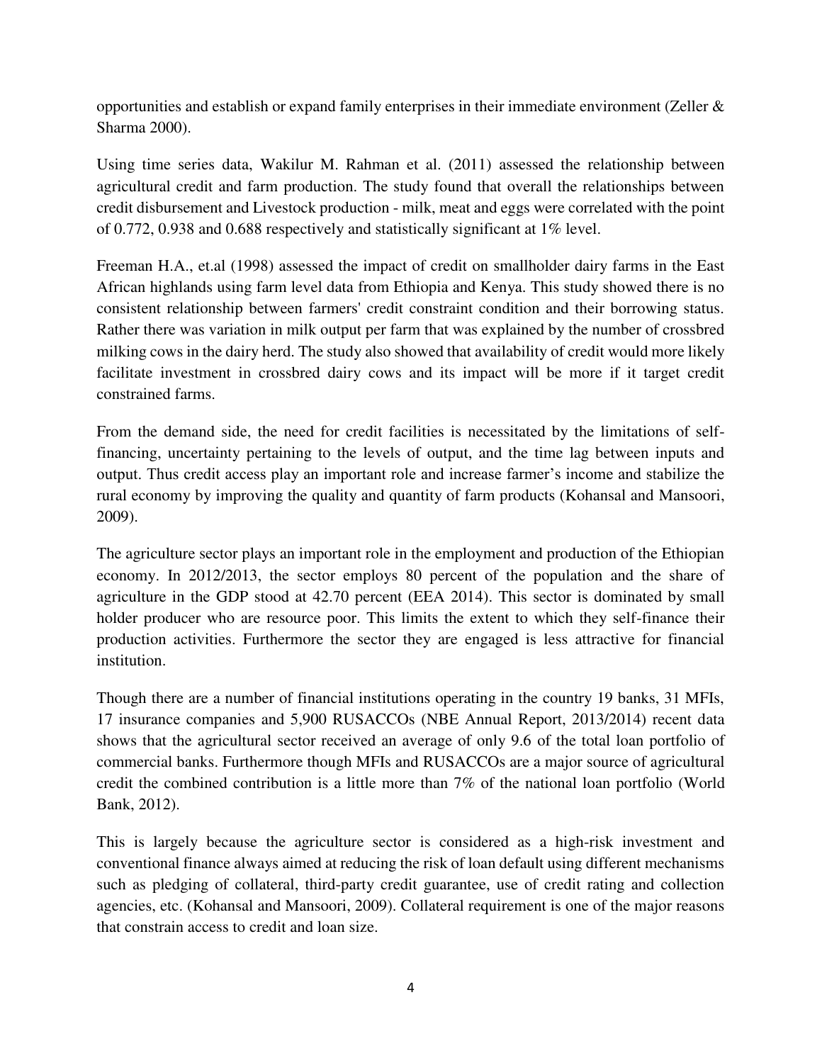opportunities and establish or expand family enterprises in their immediate environment (Zeller & Sharma 2000).

Using time series data, Wakilur M. Rahman et al. (2011) assessed the relationship between agricultural credit and farm production. The study found that overall the relationships between credit disbursement and Livestock production - milk, meat and eggs were correlated with the point of 0.772, 0.938 and 0.688 respectively and statistically significant at 1% level.

Freeman H.A., et.al (1998) assessed the impact of credit on smallholder dairy farms in the East African highlands using farm level data from Ethiopia and Kenya. This study showed there is no consistent relationship between farmers' credit constraint condition and their borrowing status. Rather there was variation in milk output per farm that was explained by the number of crossbred milking cows in the dairy herd. The study also showed that availability of credit would more likely facilitate investment in crossbred dairy cows and its impact will be more if it target credit constrained farms.

From the demand side, the need for credit facilities is necessitated by the limitations of self-financing, uncertainty pertaining to the levels of output, and the time lag between inputs and output. Thus credit access play an important role and increase farmer's income and stabilize the rural economy by improving the quality and quantity of farm products (Kohansal and Mansoori, 2009).

The agriculture sector plays an important role in the employment and production of the Ethiopian economy. In 2012/2013, the sector employs 80 percent of the population and the share of agriculture in the GDP stood at 42.70 percent (EEA 2014). This sector is dominated by small holder producer who are resource poor. This limits the extent to which they self-finance their production activities. Furthermore the sector they are engaged is less attractive for financial institution.

Though there are a number of financial institutions operating in the country 19 banks, 31 MFIs, 17 insurance companies and 5,900 RUSACCOs (NBE Annual Report, 2013/2014) recent data shows that the agricultural sector received an average of only 9.6 of the total loan portfolio of commercial banks. Furthermore though MFIs and RUSACCOs are a major source of agricultural credit the combined contribution is a little more than 7% of the national loan portfolio (World Bank, 2012).

This is largely because the agriculture sector is considered as a high-risk investment and conventional finance always aimed at reducing the risk of loan default using different mechanisms such as pledging of collateral, third-party credit guarantee, use of credit rating and collection agencies, etc. (Kohansal and Mansoori, 2009). Collateral requirement is one of the major reasons that constrain access to credit and loan size.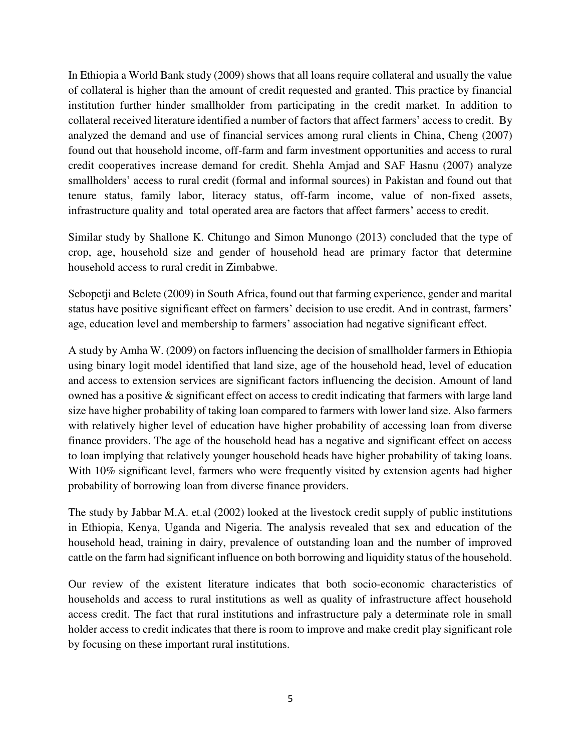In Ethiopia a World Bank study (2009) shows that all loans require collateral and usually the value of collateral is higher than the amount of credit requested and granted. This practice by financial institution further hinder smallholder from participating in the credit market. In addition to collateral received literature identified a number of factors that affect farmers' access to credit. By analyzed the demand and use of financial services among rural clients in China, Cheng (2007) found out that household income, off-farm and farm investment opportunities and access to rural credit cooperatives increase demand for credit. Shehla Amjad and SAF Hasnu (2007) analyze smallholders' access to rural credit (formal and informal sources) in Pakistan and found out that tenure status, family labor, literacy status, off-farm income, value of non-fixed assets, infrastructure quality and total operated area are factors that affect farmers' access to credit.

Similar study by Shallone K. Chitungo and Simon Munongo (2013) concluded that the type of crop, age, household size and gender of household head are primary factor that determine household access to rural credit in Zimbabwe.

Sebopetji and Belete (2009) in South Africa, found out that farming experience, gender and marital status have positive significant effect on farmers' decision to use credit. And in contrast, farmers' age, education level and membership to farmers' association had negative significant effect.

A study by Amha W. (2009) on factors influencing the decision of smallholder farmers in Ethiopia using binary logit model identified that land size, age of the household head, level of education and access to extension services are significant factors influencing the decision. Amount of land owned has a positive & significant effect on access to credit indicating that farmers with large land size have higher probability of taking loan compared to farmers with lower land size. Also farmers with relatively higher level of education have higher probability of accessing loan from diverse finance providers. The age of the household head has a negative and significant effect on access to loan implying that relatively younger household heads have higher probability of taking loans. With 10% significant level, farmers who were frequently visited by extension agents had higher probability of borrowing loan from diverse finance providers.

The study by Jabbar M.A. et.al (2002) looked at the livestock credit supply of public institutions in Ethiopia, Kenya, Uganda and Nigeria. The analysis revealed that sex and education of the household head, training in dairy, prevalence of outstanding loan and the number of improved cattle on the farm had significant influence on both borrowing and liquidity status of the household.

Our review of the existent literature indicates that both socio-economic characteristics of households and access to rural institutions as well as quality of infrastructure affect household access credit. The fact that rural institutions and infrastructure paly a determinate role in small holder access to credit indicates that there is room to improve and make credit play significant role by focusing on these important rural institutions.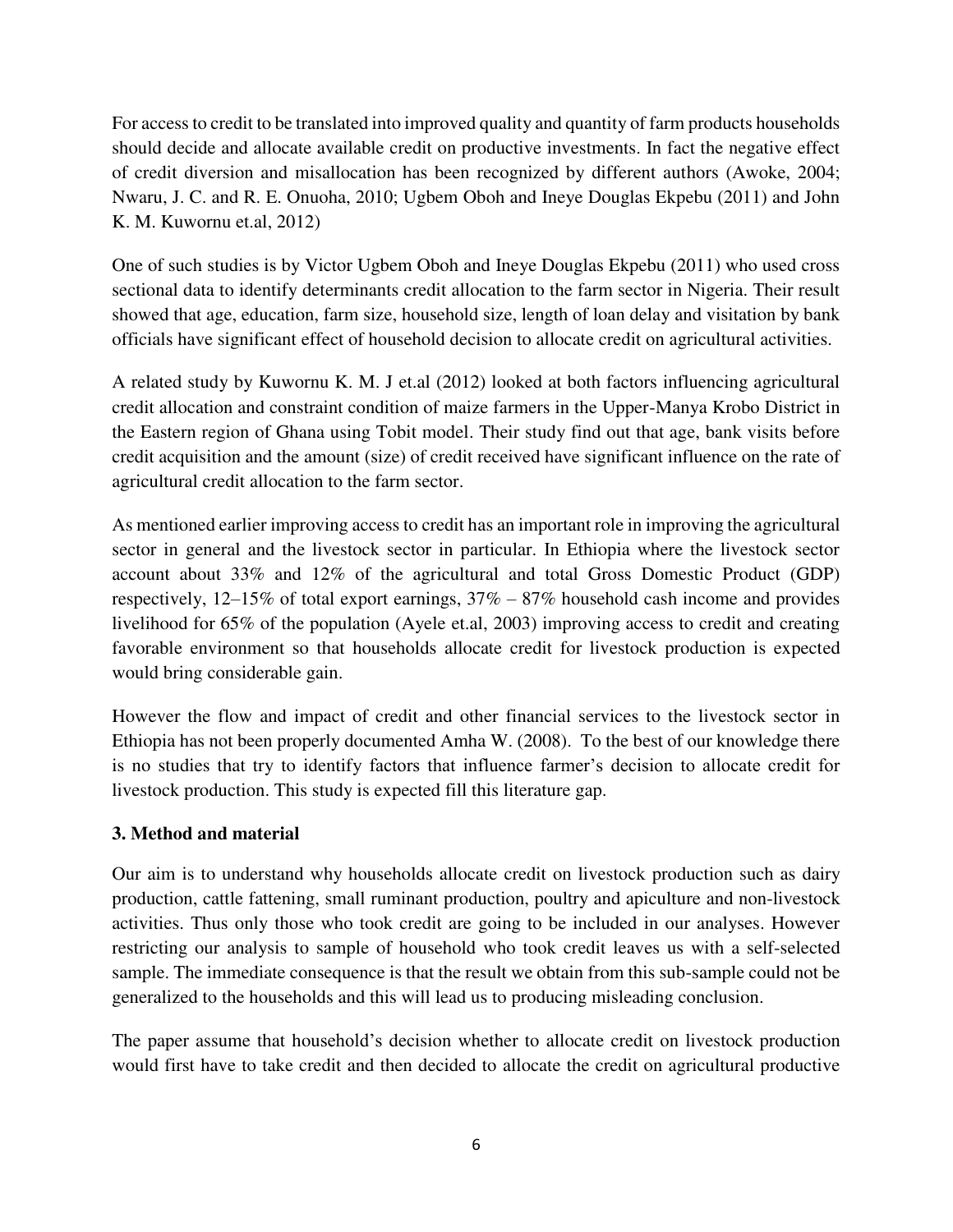For access to credit to be translated into improved quality and quantity of farm products households should decide and allocate available credit on productive investments. In fact the negative effect of credit diversion and misallocation has been recognized by different authors (Awoke, 2004; Nwaru, J. C. and R. E. Onuoha, 2010; Ugbem Oboh and Ineye Douglas Ekpebu (2011) and John K. M. Kuwornu et.al, 2012)

One of such studies is by Victor Ugbem Oboh and Ineye Douglas Ekpebu (2011) who used cross sectional data to identify determinants credit allocation to the farm sector in Nigeria. Their result showed that age, education, farm size, household size, length of loan delay and visitation by bank officials have significant effect of household decision to allocate credit on agricultural activities.

A related study by Kuwornu K. M. J et.al (2012) looked at both factors influencing agricultural credit allocation and constraint condition of maize farmers in the Upper-Manya Krobo District in the Eastern region of Ghana using Tobit model. Their study find out that age, bank visits before credit acquisition and the amount (size) of credit received have significant influence on the rate of agricultural credit allocation to the farm sector.

As mentioned earlier improving access to credit has an important role in improving the agricultural sector in general and the livestock sector in particular. In Ethiopia where the livestock sector account about 33% and 12% of the agricultural and total Gross Domestic Product (GDP) respectively, 12–15% of total export earnings, 37% – 87% household cash income and provides livelihood for 65% of the population (Ayele et.al, 2003) improving access to credit and creating favorable environment so that households allocate credit for livestock production is expected would bring considerable gain.

However the flow and impact of credit and other financial services to the livestock sector in Ethiopia has not been properly documented Amha W. (2008). To the best of our knowledge there is no studies that try to identify factors that influence farmer's decision to allocate credit for livestock production. This study is expected fill this literature gap.

### 3. Method and material

Our aim is to understand why households allocate credit on livestock production such as dairy production, cattle fattening, small ruminant production, poultry and apiculture and non-livestock activities. Thus only those who took credit are going to be included in our analyses. However restricting our analysis to sample of household who took credit leaves us with a self-selected sample. The immediate consequence is that the result we obtain from this sub-sample could not be generalized to the households and this will lead us to producing misleading conclusion.

The paper assume that household's decision whether to allocate credit on livestock production would first have to take credit and then decided to allocate the credit on agricultural productive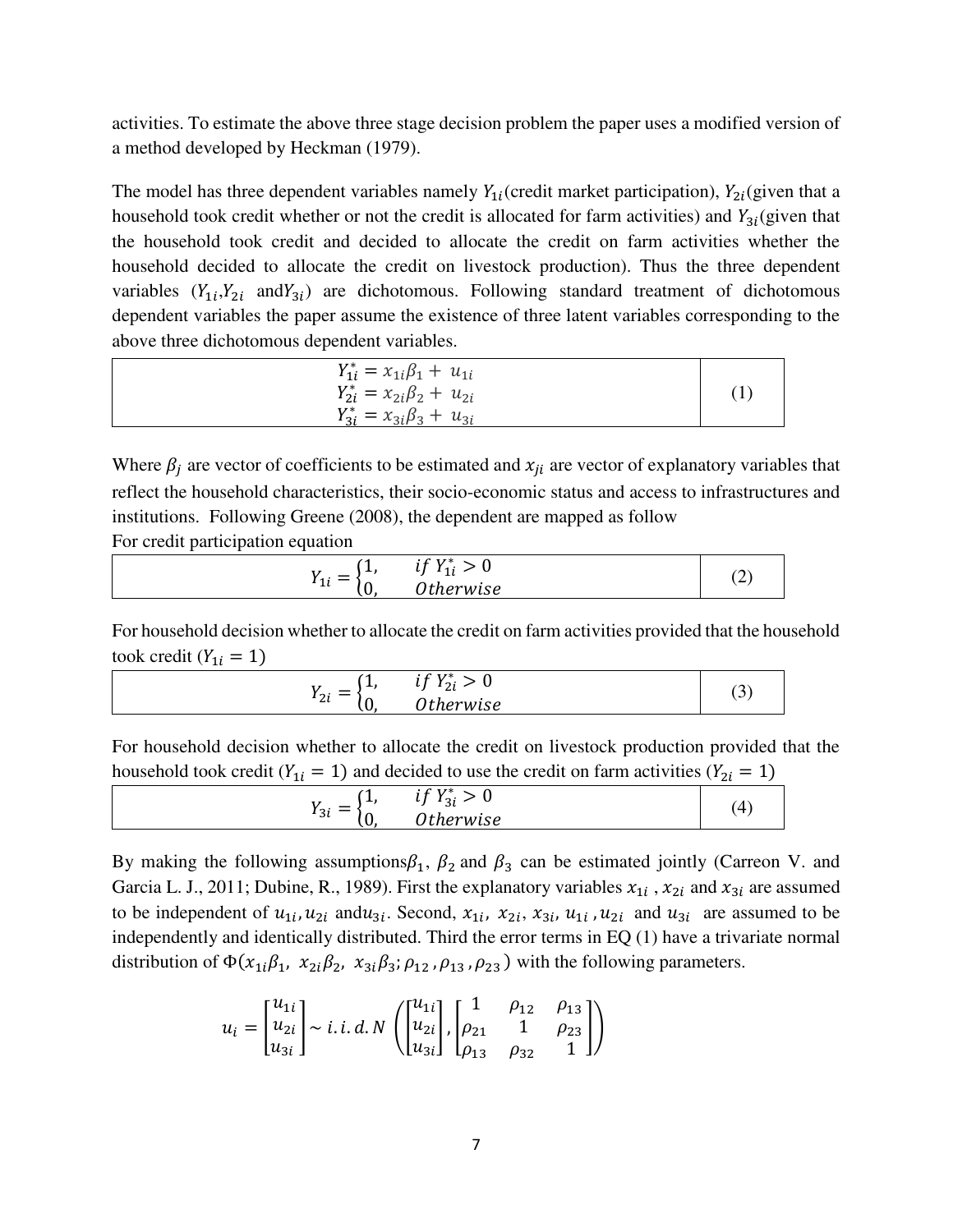activities. To estimate the above three stage decision problem the paper uses a modified version of a method developed by Heckman (1979).

The model has three dependent variables namely $Y_{1i}$(credit market participation), $Y_{2i}$(given that a household took credit whether or not the credit is allocated for farm activities) and $Y_{3i}$(given that the household took credit and decided to allocate the credit on farm activities whether the household decided to allocate the credit on livestock production). Thus the three dependent variables ($Y_{1i}$,$Y_{2i}$ and$Y_{3i}$) are dichotomous. Following standard treatment of dichotomous dependent variables the paper assume the existence of three latent variables corresponding to the above three dichotomous dependent variables.

$$
\begin{aligned}
Y_{1i}^{*} &= x_{1i}\beta_1 + u_{1i} \\
Y_{2i}^{*} &= x_{2i}\beta_2 + u_{2i} \\
Y_{3i}^{*} &= x_{3i}\beta_3 + u_{3i}
\end{aligned}
\tag{1}
$$

Where $\beta_j$ are vector of coefficients to be estimated and $x_{ji}$ are vector of explanatory variables that reflect the household characteristics, their socio-economic status and access to infrastructures and institutions. Following Greene (2008), the dependent are mapped as follow

For credit participation equation

$$
Y_{1i} = \begin{cases} 1, & if\ Y_{1i}^{*} > 0 \\ 0, & Otherwise \end{cases} \tag{2}
$$

For household decision whether to allocate the credit on farm activities provided that the household took credit ($Y_{1i} = 1$)

$$
Y_{2i} = \begin{cases} 1, & if\ Y_{2i}^{*} > 0 \\ 0, & Otherwise \end{cases} \tag{3}
$$

For household decision whether to allocate the credit on livestock production provided that the household took credit ($Y_{1i} = 1$) and decided to use the credit on farm activities ($Y_{2i} = 1$)

$$
Y_{3i} = \begin{cases} 1, & if\ Y_{3i}^{*} > 0 \\ 0, & Otherwise \end{cases} \tag{4}
$$

By making the following assumptions$\beta_1$, $\beta_2$ and $\beta_3$ can be estimated jointly (Carreon V. and Garcia L. J., 2011; Dubine, R., 1989). First the explanatory variables $x_{1i}$ , $x_{2i}$ and $x_{3i}$ are assumed to be independent of $u_{1i}, u_{2i}$ and$u_{3i}$. Second, $x_{1i}$, $x_{2i}$, $x_{3i}$, $u_{1i}$ ,$u_{2i}$ and $u_{3i}$ are assumed to be independently and identically distributed. Third the error terms in EQ (1) have a trivariate normal distribution of $\Phi(x_{1i}\beta_1,\ x_{2i}\beta_2,\ x_{3i}\beta_3; \rho_{12}, \rho_{13}, \rho_{23})$ with the following parameters.

$$
u_i = \begin{bmatrix} u_{1i} \\ u_{2i} \\ u_{3i} \end{bmatrix} \sim i.i.d.N\left( \begin{bmatrix} u_{1i} \\ u_{2i} \\ u_{3i} \end{bmatrix}, \begin{bmatrix} 1 & \rho_{12} & \rho_{13} \\ \rho_{21} & 1 & \rho_{23} \\ \rho_{13} & \rho_{32} & 1 \end{bmatrix} \right)
$$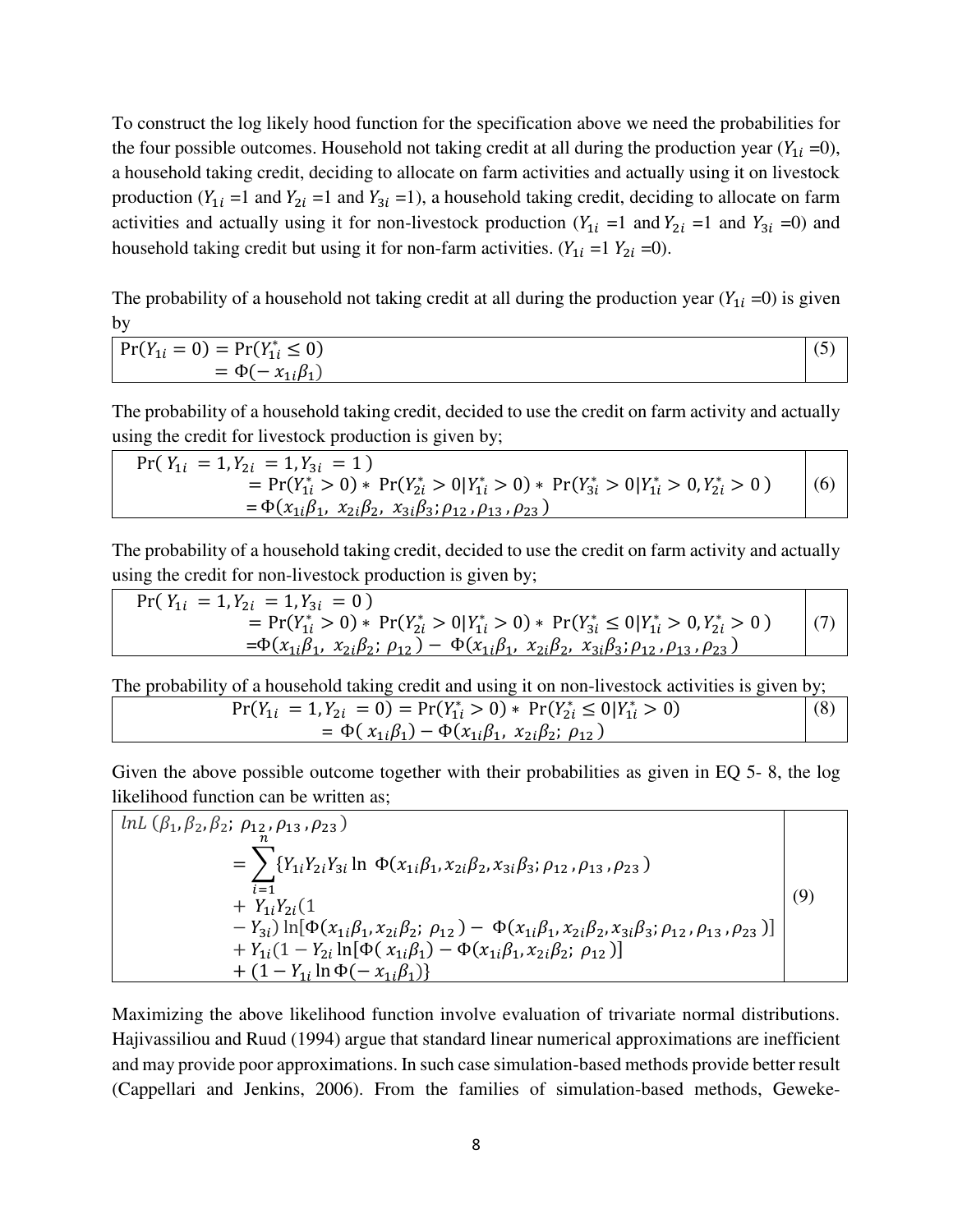To construct the log likely hood function for the specification above we need the probabilities for the four possible outcomes. Household not taking credit at all during the production year ($Y_{1i}$ =0), a household taking credit, deciding to allocate on farm activities and actually using it on livestock production ($Y_{1i}$ =1 and $Y_{2i}$ =1 and $Y_{3i}$ =1), a household taking credit, deciding to allocate on farm activities and actually using it for non-livestock production ($Y_{1i}$ =1 and $Y_{2i}$ =1 and $Y_{3i}$ =0) and household taking credit but using it for non-farm activities. ($Y_{1i}$ =1 $Y_{2i}$ =0).

The probability of a household not taking credit at all during the production year ($Y_{1i}$ =0) is given by

$$
\begin{aligned}
\Pr(Y_{1i} = 0) &= \Pr(Y_{1i}^{*} \leq 0) \\
&= \Phi(-\, x_{1i}\beta_1)
\end{aligned} \tag{5}
$$

The probability of a household taking credit, decided to use the credit on farm activity and actually using the credit for livestock production is given by;

$$
\begin{aligned}
&\Pr(\, Y_{1i} \, = 1, Y_{2i} \, = 1, Y_{3i} \, = 1\,) \\
&\quad = \Pr(Y_{1i}^{*} > 0) * \Pr(Y_{2i}^{*} > 0 | Y_{1i}^{*} > 0) * \Pr(Y_{3i}^{*} > 0 | Y_{1i}^{*} > 0, Y_{2i}^{*} > 0\,) \\
&\quad = \Phi(x_{1i}\beta_1,\ x_{2i}\beta_2,\ x_{3i}\beta_3; \rho_{12}\,, \rho_{13}\,, \rho_{23}\,)
\end{aligned} \tag{6}
$$

The probability of a household taking credit, decided to use the credit on farm activity and actually using the credit for non-livestock production is given by;

$$
\begin{aligned}
&\Pr(\, Y_{1i} \, = 1, Y_{2i} \, = 1, Y_{3i} \, = 0\,) \\
&\quad = \Pr(Y_{1i}^{*} > 0) * \Pr(Y_{2i}^{*} > 0 | Y_{1i}^{*} > 0) * \Pr(Y_{3i}^{*} \leq 0 | Y_{1i}^{*} > 0, Y_{2i}^{*} > 0\,) \\
&\quad = \Phi(x_{1i}\beta_1,\ x_{2i}\beta_2;\ \rho_{12}\,) - \Phi(x_{1i}\beta_1,\ x_{2i}\beta_2,\ x_{3i}\beta_3; \rho_{12}\,, \rho_{13}\,, \rho_{23}\,)
\end{aligned} \tag{7}
$$

The probability of a household taking credit and using it on non-livestock activities is given by;

$$
\begin{aligned}
\Pr(Y_{1i} \, = 1, Y_{2i} \, = 0) &= \Pr(Y_{1i}^{*} > 0) * \Pr(Y_{2i}^{*} \leq 0 | Y_{1i}^{*} > 0) \\
&= \Phi(\, x_{1i}\beta_1) - \Phi(x_{1i}\beta_1,\ x_{2i}\beta_2;\ \rho_{12}\,)
\end{aligned} \tag{8}
$$

Given the above possible outcome together with their probabilities as given in EQ 5- 8, the log likelihood function can be written as;

$$
\begin{aligned}
&lnL\,(\beta_1, \beta_2, \beta_2;\ \rho_{12}\,, \rho_{13}\,, \rho_{23}\,) \\
&\quad = \sum_{i=1}^{n} \{ Y_{1i}Y_{2i}Y_{3i} \ln\ \Phi(x_{1i}\beta_1, x_{2i}\beta_2, x_{3i}\beta_3; \rho_{12}\,, \rho_{13}\,, \rho_{23}\,) \\
&\quad + \ Y_{1i}Y_{2i}(1 \\
&\quad - Y_{3i}) \ln[\Phi(x_{1i}\beta_1, x_{2i}\beta_2;\ \rho_{12}\,) - \ \Phi(x_{1i}\beta_1, x_{2i}\beta_2, x_{3i}\beta_3; \rho_{12}\,, \rho_{13}\,, \rho_{23}\,)] \\
&\quad + Y_{1i}(1 - Y_{2i} \ln[\Phi(\, x_{1i}\beta_1) - \Phi(x_{1i}\beta_1, x_{2i}\beta_2;\ \rho_{12}\,)] \\
&\quad + (1 - Y_{1i} \ln \Phi(-\, x_{1i}\beta_1)\}
\end{aligned} \tag{9}
$$

Maximizing the above likelihood function involve evaluation of trivariate normal distributions. Hajivassiliou and Ruud (1994) argue that standard linear numerical approximations are inefficient and may provide poor approximations. In such case simulation-based methods provide better result (Cappellari and Jenkins, 2006). From the families of simulation-based methods, Geweke-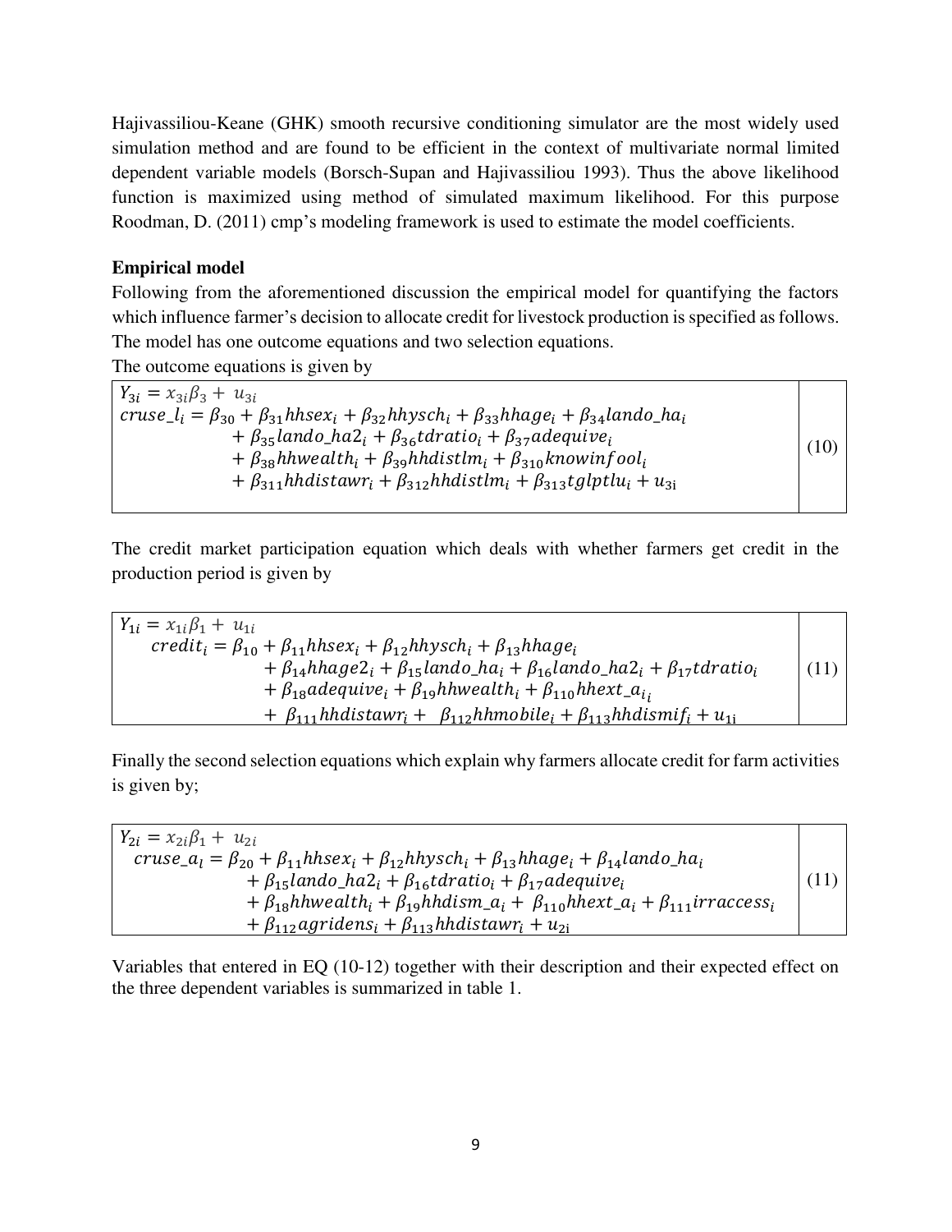Hajivassiliou-Keane (GHK) smooth recursive conditioning simulator are the most widely used simulation method and are found to be efficient in the context of multivariate normal limited dependent variable models (Borsch-Supan and Hajivassiliou 1993). Thus the above likelihood function is maximized using method of simulated maximum likelihood. For this purpose Roodman, D. (2011) cmp's modeling framework is used to estimate the model coefficients.

**Empirical model**

Following from the aforementioned discussion the empirical model for quantifying the factors which influence farmer's decision to allocate credit for livestock production is specified as follows. The model has one outcome equations and two selection equations.

The outcome equations is given by

$$
\begin{aligned}
Y_{3i} &= x_{3i}\beta_3 + u_{3i} \\
cruse\_l_i &= \beta_{30} + \beta_{31} hhsex_i + \beta_{32} hhysch_i + \beta_{33} hhage_i + \beta_{34} lando\_ha_i \\
&\quad + \beta_{35} lando\_ha2_i + \beta_{36} tdratio_i + \beta_{37} adequive_i \\
&\quad + \beta_{38} hhwealth_i + \beta_{39} hhdistlm_i + \beta_{310} knowinfool_i \\
&\quad + \beta_{311} hhdistawr_i + \beta_{312} hhdistlm_i + \beta_{313} tglptlu_i + u_{3i}
\end{aligned} \tag{10}
$$

The credit market participation equation which deals with whether farmers get credit in the production period is given by

$$
\begin{aligned}
Y_{1i} &= x_{1i}\beta_1 + u_{1i} \\
credit_i &= \beta_{10} + \beta_{11} hhsex_i + \beta_{12} hhysch_i + \beta_{13} hhage_i \\
&\quad + \beta_{14} hhage2_i + \beta_{15} lando\_ha_i + \beta_{16} lando\_ha2_i + \beta_{17} tdratio_i \\
&\quad + \beta_{18} adequive_i + \beta_{19} hhwealth_i + \beta_{110} hhext\_a_{i_i} \\
&\quad + \beta_{111} hhdistawr_i + \beta_{112} hhmobile_i + \beta_{113} hhdismif_i + u_{1i}
\end{aligned} \tag{11}
$$

Finally the second selection equations which explain why farmers allocate credit for farm activities is given by;

$$
\begin{aligned}
Y_{2i} &= x_{2i}\beta_1 + u_{2i} \\
cruse\_a_l &= \beta_{20} + \beta_{11} hhsex_i + \beta_{12} hhysch_i + \beta_{13} hhage_i + \beta_{14} lando\_ha_i \\
&\quad + \beta_{15} lando\_ha2_i + \beta_{16} tdratio_i + \beta_{17} adequive_i \\
&\quad + \beta_{18} hhwealth_i + \beta_{19} hhdism\_a_i + \beta_{110} hhext\_a_i + \beta_{111} irraccess_i \\
&\quad + \beta_{112} agridens_i + \beta_{113} hhdistawr_i + u_{2i}
\end{aligned} \tag{11}
$$

Variables that entered in EQ (10-12) together with their description and their expected effect on the three dependent variables is summarized in table 1.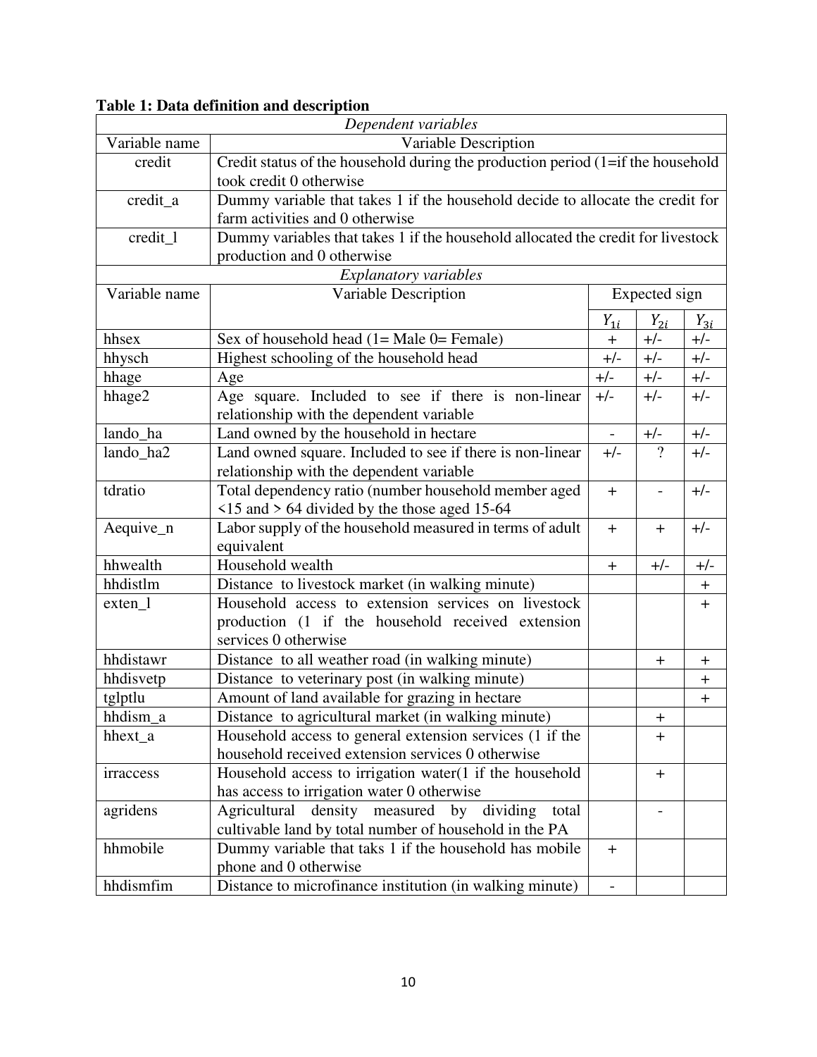**Table 1: Data definition and description**

| *Dependent variables* | | | | |
|---|---|---|---|---|
| Variable name | Variable Description | | | |
| credit | Credit status of the household during the production period (1=if the household took credit 0 otherwise | | | |
| credit_a | Dummy variable that takes 1 if the household decide to allocate the credit for farm activities and 0 otherwise | | | |
| credit_l | Dummy variables that takes 1 if the household allocated the credit for livestock production and 0 otherwise | | | |
| *Explanatory variables* | | | | |
| Variable name | Variable Description | Expected sign | | |
| | | $Y_{1i}$ | $Y_{2i}$ | $Y_{3i}$ |
| hhsex | Sex of household head (1= Male 0= Female) | + | +/- | +/- |
| hhysch | Highest schooling of the household head | +/- | +/- | +/- |
| hhage | Age | +/- | +/- | +/- |
| hhage2 | Age square. Included to see if there is non-linear relationship with the dependent variable | +/- | +/- | +/- |
| lando_ha | Land owned by the household in hectare | - | +/- | +/- |
| lando_ha2 | Land owned square. Included to see if there is non-linear relationship with the dependent variable | +/- | ? | +/- |
| tdratio | Total dependency ratio (number household member aged <15 and > 64 divided by the those aged 15-64 | + | - | +/- |
| Aequive_n | Labor supply of the household measured in terms of adult equivalent | + | + | +/- |
| hhwealth | Household wealth | + | +/- | +/- |
| hhdistlm | Distance to livestock market (in walking minute) | | | + |
| exten_l | Household access to extension services on livestock production (1 if the household received extension services 0 otherwise | | | + |
| hhdistawr | Distance to all weather road (in walking minute) | | + | + |
| hhdisvetp | Distance to veterinary post (in walking minute) | | | + |
| tglptlu | Amount of land available for grazing in hectare | | | + |
| hhdism_a | Distance to agricultural market (in walking minute) | | + | |
| hhext_a | Household access to general extension services (1 if the household received extension services 0 otherwise | | + | |
| irraccess | Household access to irrigation water(1 if the household has access to irrigation water 0 otherwise | | + | |
| agridens | Agricultural density measured by dividing total cultivable land by total number of household in the PA | | - | |
| hhmobile | Dummy variable that taks 1 if the household has mobile phone and 0 otherwise | + | | |
| hhdismfim | Distance to microfinance institution (in walking minute) | - | | |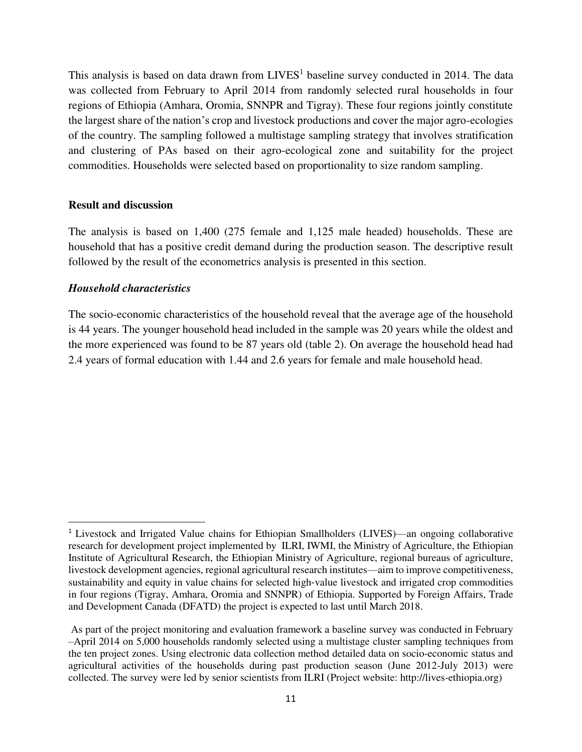This analysis is based on data drawn from LIVES[1] baseline survey conducted in 2014. The data was collected from February to April 2014 from randomly selected rural households in four regions of Ethiopia (Amhara, Oromia, SNNPR and Tigray). These four regions jointly constitute the largest share of the nation's crop and livestock productions and cover the major agro-ecologies of the country. The sampling followed a multistage sampling strategy that involves stratification and clustering of PAs based on their agro-ecological zone and suitability for the project commodities. Households were selected based on proportionality to size random sampling.

**Result and discussion**

The analysis is based on 1,400 (275 female and 1,125 male headed) households. These are household that has a positive credit demand during the production season. The descriptive result followed by the result of the econometrics analysis is presented in this section.

***Household characteristics***

The socio-economic characteristics of the household reveal that the average age of the household is 44 years. The younger household head included in the sample was 20 years while the oldest and the more experienced was found to be 87 years old (table 2). On average the household head had 2.4 years of formal education with 1.44 and 2.6 years for female and male household head.

---

[1] Livestock and Irrigated Value chains for Ethiopian Smallholders (LIVES)—an ongoing collaborative research for development project implemented by ILRI, IWMI, the Ministry of Agriculture, the Ethiopian Institute of Agricultural Research, the Ethiopian Ministry of Agriculture, regional bureaus of agriculture, livestock development agencies, regional agricultural research institutes—aim to improve competitiveness, sustainability and equity in value chains for selected high-value livestock and irrigated crop commodities in four regions (Tigray, Amhara, Oromia and SNNPR) of Ethiopia. Supported by Foreign Affairs, Trade and Development Canada (DFATD) the project is expected to last until March 2018.

As part of the project monitoring and evaluation framework a baseline survey was conducted in February –April 2014 on 5,000 households randomly selected using a multistage cluster sampling techniques from the ten project zones. Using electronic data collection method detailed data on socio-economic status and agricultural activities of the households during past production season (June 2012-July 2013) were collected. The survey were led by senior scientists from ILRI (Project website: http://lives-ethiopia.org)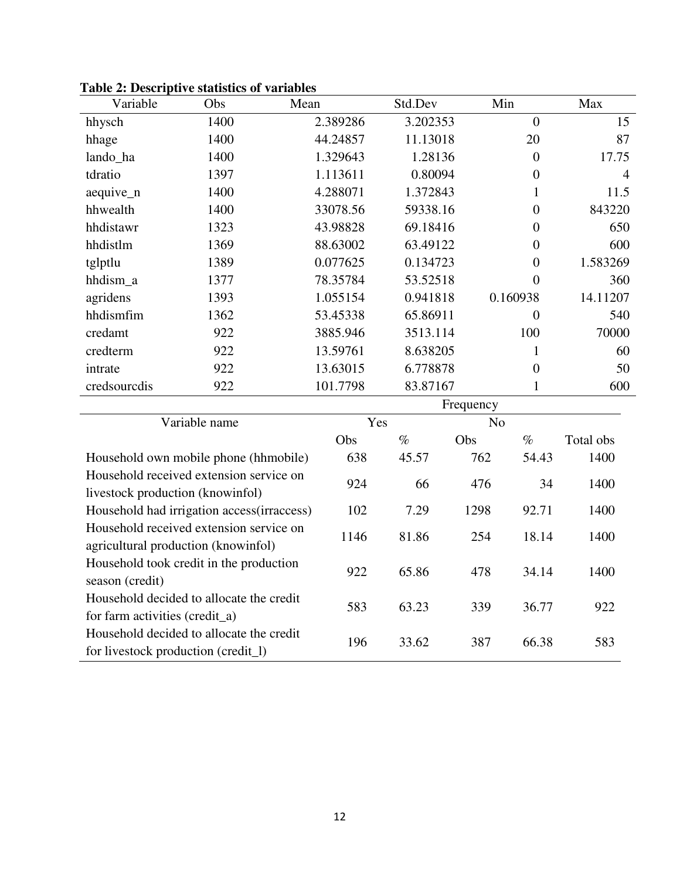**Table 2: Descriptive statistics of variables**

| Variable | Obs | Mean | Std.Dev | Min | Max |
|---|---|---|---|---|---|
| hhysch | 1400 | 2.389286 | 3.202353 | 0 | 15 |
| hhage | 1400 | 44.24857 | 11.13018 | 20 | 87 |
| lando_ha | 1400 | 1.329643 | 1.28136 | 0 | 17.75 |
| tdratio | 1397 | 1.113611 | 0.80094 | 0 | 4 |
| aequive_n | 1400 | 4.288071 | 1.372843 | 1 | 11.5 |
| hhwealth | 1400 | 33078.56 | 59338.16 | 0 | 843220 |
| hhdistawr | 1323 | 43.98828 | 69.18416 | 0 | 650 |
| hhdistlm | 1369 | 88.63002 | 63.49122 | 0 | 600 |
| tglptlu | 1389 | 0.077625 | 0.134723 | 0 | 1.583269 |
| hhdism_a | 1377 | 78.35784 | 53.52518 | 0 | 360 |
| agridens | 1393 | 1.055154 | 0.941818 | 0.160938 | 14.11207 |
| hhdismfim | 1362 | 53.45338 | 65.86911 | 0 | 540 |
| credamt | 922 | 3885.946 | 3513.114 | 100 | 70000 |
| credterm | 922 | 13.59761 | 8.638205 | 1 | 60 |
| intrate | 922 | 13.63015 | 6.778878 | 0 | 50 |
| credsourcdis | 922 | 101.7798 | 83.87167 | 1 | 600 |

| Variable name | Frequency | | | | |
|---|---|---|---|---|---|
| | Yes | | No | | |
| | Obs | % | Obs | % | Total obs |
| Household own mobile phone (hhmobile) | 638 | 45.57 | 762 | 54.43 | 1400 |
| Household received extension service on livestock production (knowinfol) | 924 | 66 | 476 | 34 | 1400 |
| Household had irrigation access(irraccess) | 102 | 7.29 | 1298 | 92.71 | 1400 |
| Household received extension service on agricultural production (knowinfol) | 1146 | 81.86 | 254 | 18.14 | 1400 |
| Household took credit in the production season (credit) | 922 | 65.86 | 478 | 34.14 | 1400 |
| Household decided to allocate the credit for farm activities (credit_a) | 583 | 63.23 | 339 | 36.77 | 922 |
| Household decided to allocate the credit for livestock production (credit_l) | 196 | 33.62 | 387 | 66.38 | 583 |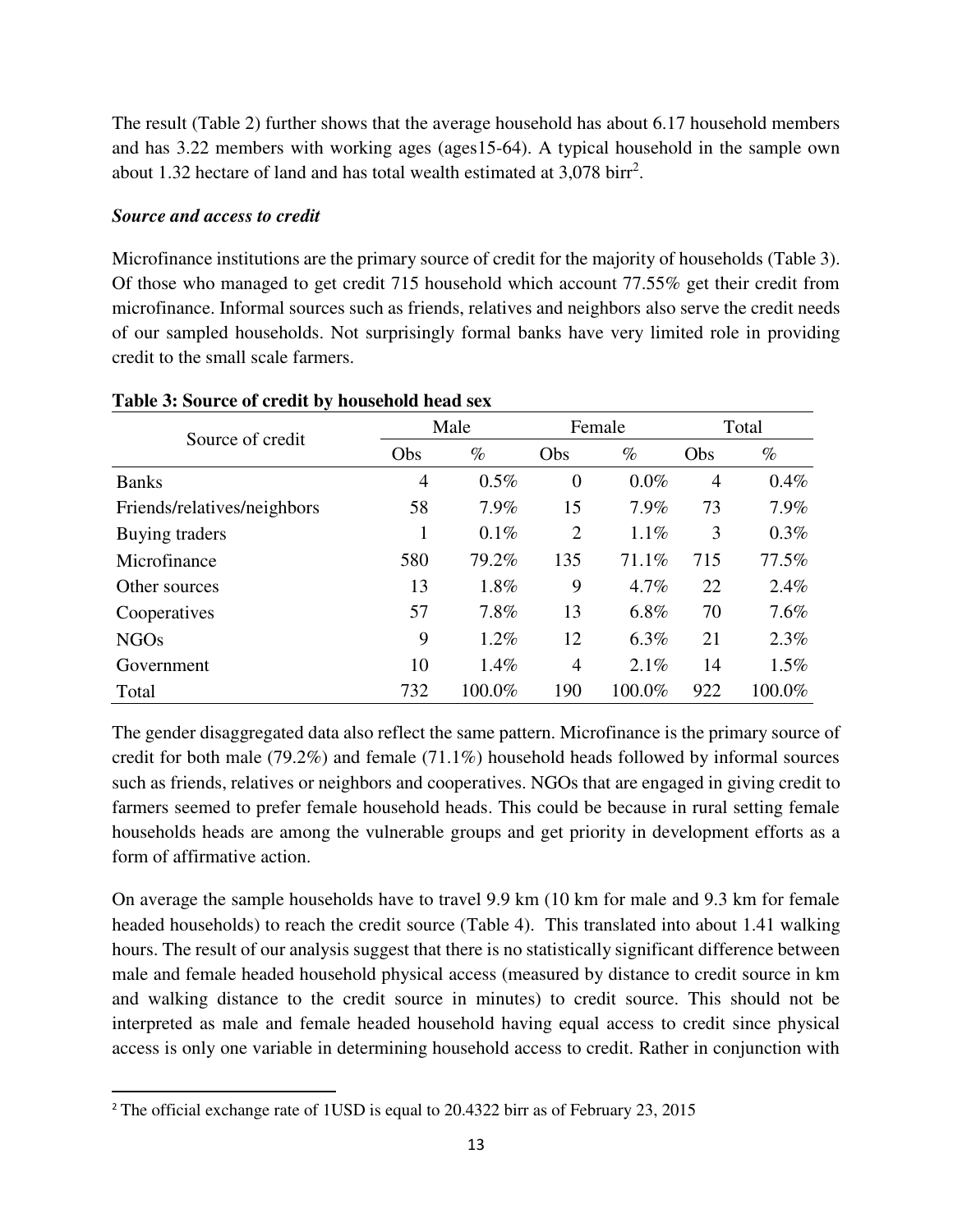The result (Table 2) further shows that the average household has about 6.17 household members and has 3.22 members with working ages (ages15-64). A typical household in the sample own about 1.32 hectare of land and has total wealth estimated at 3,078 birr[2].

***Source and access to credit***

Microfinance institutions are the primary source of credit for the majority of households (Table 3). Of those who managed to get credit 715 household which account 77.55% get their credit from microfinance. Informal sources such as friends, relatives and neighbors also serve the credit needs of our sampled households. Not surprisingly formal banks have very limited role in providing credit to the small scale farmers.

**Table 3: Source of credit by household head sex**

| Source of credit | Male | | Female | | Total | |
|---|---|---|---|---|---|---|
| | Obs | % | Obs | % | Obs | % |
| Banks | 4 | 0.5% | 0 | 0.0% | 4 | 0.4% |
| Friends/relatives/neighbors | 58 | 7.9% | 15 | 7.9% | 73 | 7.9% |
| Buying traders | 1 | 0.1% | 2 | 1.1% | 3 | 0.3% |
| Microfinance | 580 | 79.2% | 135 | 71.1% | 715 | 77.5% |
| Other sources | 13 | 1.8% | 9 | 4.7% | 22 | 2.4% |
| Cooperatives | 57 | 7.8% | 13 | 6.8% | 70 | 7.6% |
| NGOs | 9 | 1.2% | 12 | 6.3% | 21 | 2.3% |
| Government | 10 | 1.4% | 4 | 2.1% | 14 | 1.5% |
| Total | 732 | 100.0% | 190 | 100.0% | 922 | 100.0% |

The gender disaggregated data also reflect the same pattern. Microfinance is the primary source of credit for both male (79.2%) and female (71.1%) household heads followed by informal sources such as friends, relatives or neighbors and cooperatives. NGOs that are engaged in giving credit to farmers seemed to prefer female household heads. This could be because in rural setting female households heads are among the vulnerable groups and get priority in development efforts as a form of affirmative action.

On average the sample households have to travel 9.9 km (10 km for male and 9.3 km for female headed households) to reach the credit source (Table 4). This translated into about 1.41 walking hours. The result of our analysis suggest that there is no statistically significant difference between male and female headed household physical access (measured by distance to credit source in km and walking distance to the credit source in minutes) to credit source. This should not be interpreted as male and female headed household having equal access to credit since physical access is only one variable in determining household access to credit. Rather in conjunction with

[2] The official exchange rate of 1USD is equal to 20.4322 birr as of February 23, 2015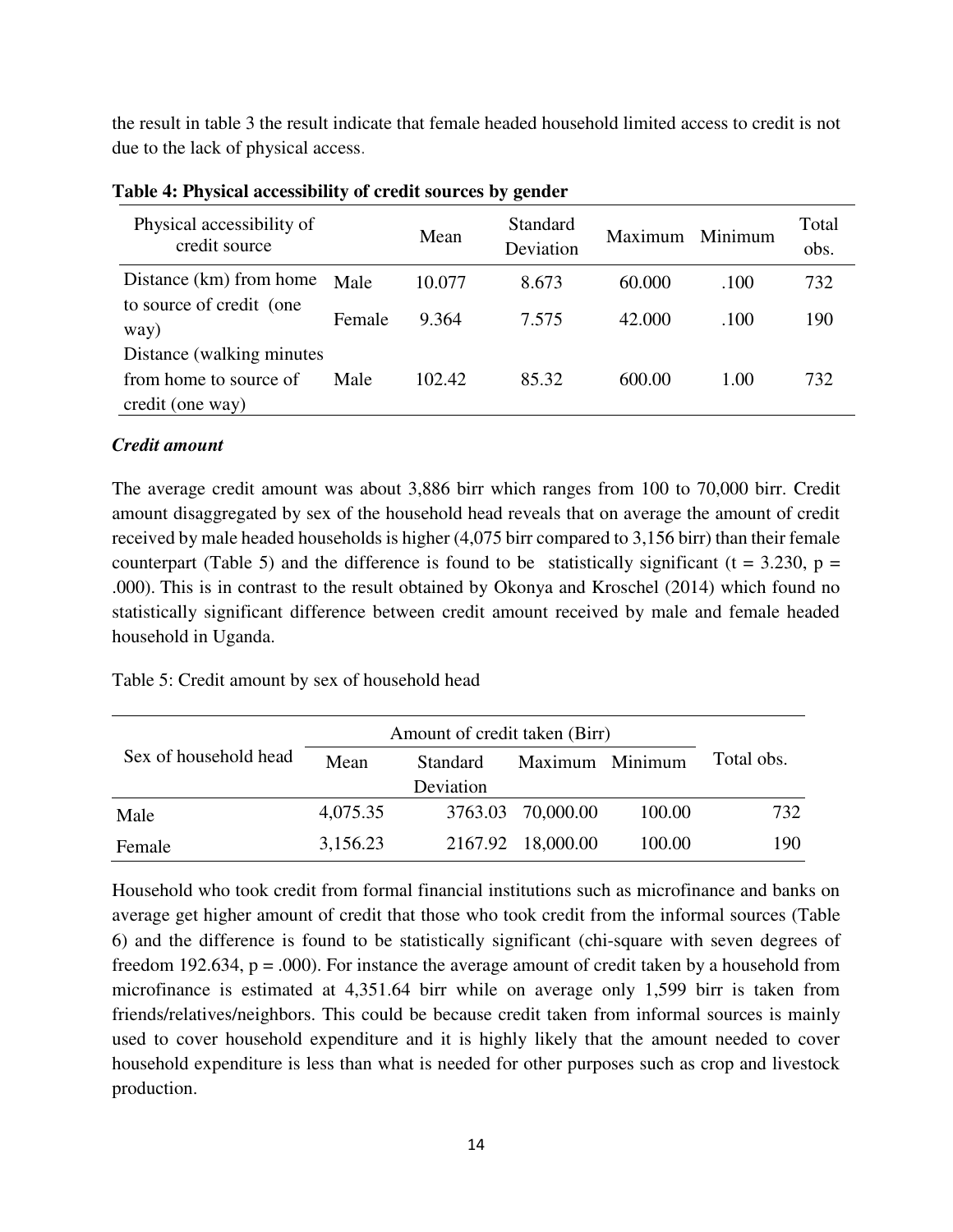the result in table 3 the result indicate that female headed household limited access to credit is not due to the lack of physical access.

**Table 4: Physical accessibility of credit sources by gender**

| Physical accessibility of credit source | | Mean | Standard Deviation | Maximum | Minimum | Total obs. |
|---|---|---|---|---|---|---|
| Distance (km) from home to source of credit (one way) | Male | 10.077 | 8.673 | 60.000 | .100 | 732 |
| | Female | 9.364 | 7.575 | 42.000 | .100 | 190 |
| Distance (walking minutes from home to source of credit (one way) | Male | 102.42 | 85.32 | 600.00 | 1.00 | 732 |

***Credit amount***

The average credit amount was about 3,886 birr which ranges from 100 to 70,000 birr. Credit amount disaggregated by sex of the household head reveals that on average the amount of credit received by male headed households is higher (4,075 birr compared to 3,156 birr) than their female counterpart (Table 5) and the difference is found to be statistically significant ($t = 3.230$, $p = .000$). This is in contrast to the result obtained by Okonya and Kroschel (2014) which found no statistically significant difference between credit amount received by male and female headed household in Uganda.

Table 5: Credit amount by sex of household head

| Sex of household head | Amount of credit taken (Birr) | | | | Total obs. |
|---|---|---|---|---|---|
| | Mean | Standard Deviation | Maximum | Minimum | |
| Male | 4,075.35 | 3763.03 | 70,000.00 | 100.00 | 732 |
| Female | 3,156.23 | 2167.92 | 18,000.00 | 100.00 | 190 |

Household who took credit from formal financial institutions such as microfinance and banks on average get higher amount of credit that those who took credit from the informal sources (Table 6) and the difference is found to be statistically significant (chi-square with seven degrees of freedom 192.634, $p = .000$). For instance the average amount of credit taken by a household from microfinance is estimated at 4,351.64 birr while on average only 1,599 birr is taken from friends/relatives/neighbors. This could be because credit taken from informal sources is mainly used to cover household expenditure and it is highly likely that the amount needed to cover household expenditure is less than what is needed for other purposes such as crop and livestock production.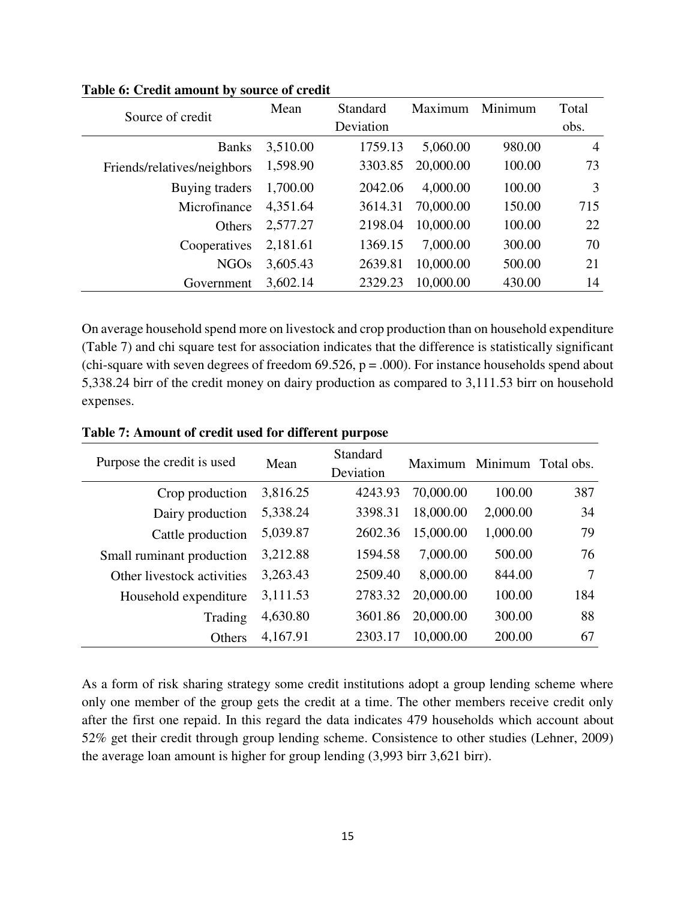**Table 6: Credit amount by source of credit**

| Source of credit | Mean | Standard Deviation | Maximum | Minimum | Total obs. |
|---|---|---|---|---|---|
| Banks | 3,510.00 | 1759.13 | 5,060.00 | 980.00 | 4 |
| Friends/relatives/neighbors | 1,598.90 | 3303.85 | 20,000.00 | 100.00 | 73 |
| Buying traders | 1,700.00 | 2042.06 | 4,000.00 | 100.00 | 3 |
| Microfinance | 4,351.64 | 3614.31 | 70,000.00 | 150.00 | 715 |
| Others | 2,577.27 | 2198.04 | 10,000.00 | 100.00 | 22 |
| Cooperatives | 2,181.61 | 1369.15 | 7,000.00 | 300.00 | 70 |
| NGOs | 3,605.43 | 2639.81 | 10,000.00 | 500.00 | 21 |
| Government | 3,602.14 | 2329.23 | 10,000.00 | 430.00 | 14 |

On average household spend more on livestock and crop production than on household expenditure (Table 7) and chi square test for association indicates that the difference is statistically significant (chi-square with seven degrees of freedom 69.526, $p = .000$). For instance households spend about 5,338.24 birr of the credit money on dairy production as compared to 3,111.53 birr on household expenses.

**Table 7: Amount of credit used for different purpose**

| Purpose the credit is used | Mean | Standard Deviation | Maximum | Minimum | Total obs. |
|---|---|---|---|---|---|
| Crop production | 3,816.25 | 4243.93 | 70,000.00 | 100.00 | 387 |
| Dairy production | 5,338.24 | 3398.31 | 18,000.00 | 2,000.00 | 34 |
| Cattle production | 5,039.87 | 2602.36 | 15,000.00 | 1,000.00 | 79 |
| Small ruminant production | 3,212.88 | 1594.58 | 7,000.00 | 500.00 | 76 |
| Other livestock activities | 3,263.43 | 2509.40 | 8,000.00 | 844.00 | 7 |
| Household expenditure | 3,111.53 | 2783.32 | 20,000.00 | 100.00 | 184 |
| Trading | 4,630.80 | 3601.86 | 20,000.00 | 300.00 | 88 |
| Others | 4,167.91 | 2303.17 | 10,000.00 | 200.00 | 67 |

As a form of risk sharing strategy some credit institutions adopt a group lending scheme where only one member of the group gets the credit at a time. The other members receive credit only after the first one repaid. In this regard the data indicates 479 households which account about 52% get their credit through group lending scheme. Consistence to other studies (Lehner, 2009) the average loan amount is higher for group lending (3,993 birr 3,621 birr).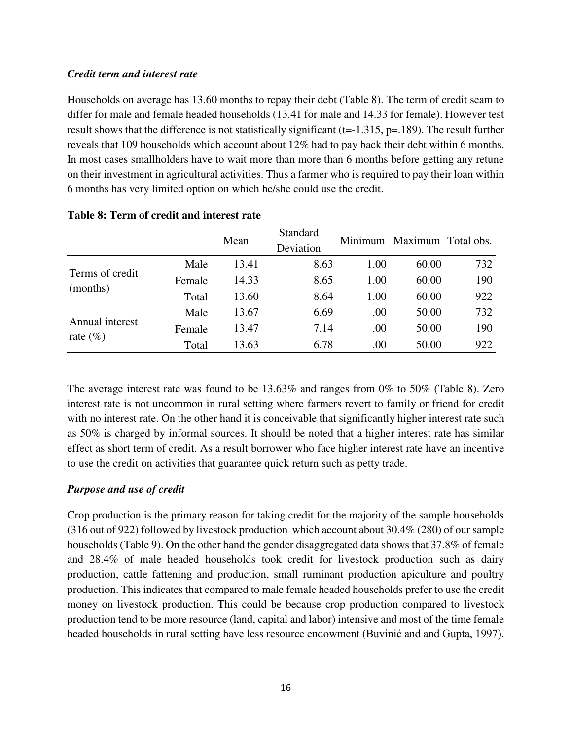***Credit term and interest rate***

Households on average has 13.60 months to repay their debt (Table 8). The term of credit seam to differ for male and female headed households (13.41 for male and 14.33 for female). However test result shows that the difference is not statistically significant (t=-1.315, p=.189). The result further reveals that 109 households which account about 12% had to pay back their debt within 6 months. In most cases smallholders have to wait more than more than 6 months before getting any retune on their investment in agricultural activities. Thus a farmer who is required to pay their loan within 6 months has very limited option on which he/she could use the credit.

**Table 8: Term of credit and interest rate**

| | | Mean | Standard Deviation | Minimum | Maximum | Total obs. |
|---|---|---|---|---|---|---|
| Terms of credit (months) | Male | 13.41 | 8.63 | 1.00 | 60.00 | 732 |
| | Female | 14.33 | 8.65 | 1.00 | 60.00 | 190 |
| | Total | 13.60 | 8.64 | 1.00 | 60.00 | 922 |
| Annual interest rate (%) | Male | 13.67 | 6.69 | .00 | 50.00 | 732 |
| | Female | 13.47 | 7.14 | .00 | 50.00 | 190 |
| | Total | 13.63 | 6.78 | .00 | 50.00 | 922 |

The average interest rate was found to be 13.63% and ranges from 0% to 50% (Table 8). Zero interest is not uncommon in rural setting where farmers revert to family or friend for credit with no interest rate. On the other hand it is conceivable that significantly higher interest rate such as 50% is charged by informal sources. It should be noted that a higher interest rate has similar effect as short term of credit. As a result borrower who face higher interest rate have an incentive to use the credit on activities that guarantee quick return such as petty trade.

***Purpose and use of credit***

Crop production is the primary reason for taking credit for the majority of the sample households (316 out of 922) followed by livestock production which account about 30.4% (280) of our sample households (Table 9). On the other hand the gender disaggregated data shows that 37.8% of female and 28.4% of male headed households took credit for livestock production such as dairy production, cattle fattening and production, small ruminant production apiculture and poultry production. This indicates that compared to male female headed households prefer to use the credit money on livestock production. This could be because crop production compared to livestock production tend to be more resource (land, capital and labor) intensive and most of the time female headed households in rural setting have less resource endowment (Buvinić and and Gupta, 1997).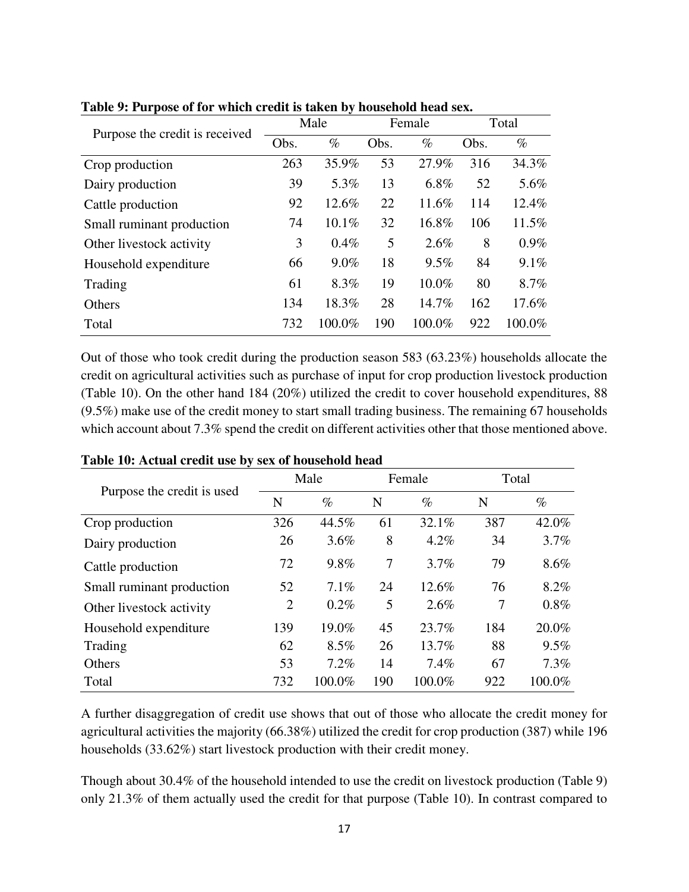**Table 9: Purpose of for which credit is taken by household head sex.**

| Purpose the credit is received | Male | | Female | | Total | |
|---|---|---|---|---|---|---|
| | Obs. | % | Obs. | % | Obs. | % |
| Crop production | 263 | 35.9% | 53 | 27.9% | 316 | 34.3% |
| Dairy production | 39 | 5.3% | 13 | 6.8% | 52 | 5.6% |
| Cattle production | 92 | 12.6% | 22 | 11.6% | 114 | 12.4% |
| Small ruminant production | 74 | 10.1% | 32 | 16.8% | 106 | 11.5% |
| Other livestock activity | 3 | 0.4% | 5 | 2.6% | 8 | 0.9% |
| Household expenditure | 66 | 9.0% | 18 | 9.5% | 84 | 9.1% |
| Trading | 61 | 8.3% | 19 | 10.0% | 80 | 8.7% |
| Others | 134 | 18.3% | 28 | 14.7% | 162 | 17.6% |
| Total | 732 | 100.0% | 190 | 100.0% | 922 | 100.0% |

Out of those who took credit during the production season 583 (63.23%) households allocate the credit on agricultural activities such as purchase of input for crop production livestock production (Table 10). On the other hand 184 (20%) utilized the credit to cover household expenditures, 88 (9.5%) make use of the credit money to start small trading business. The remaining 67 households which account about 7.3% spend the credit on different activities other that those mentioned above.

**Table 10: Actual credit use by sex of household head**

| Purpose the credit is used | Male | | Female | | Total | |
|---|---|---|---|---|---|---|
| | N | % | N | % | N | % |
| Crop production | 326 | 44.5% | 61 | 32.1% | 387 | 42.0% |
| Dairy production | 26 | 3.6% | 8 | 4.2% | 34 | 3.7% |
| Cattle production | 72 | 9.8% | 7 | 3.7% | 79 | 8.6% |
| Small ruminant production | 52 | 7.1% | 24 | 12.6% | 76 | 8.2% |
| Other livestock activity | 2 | 0.2% | 5 | 2.6% | 7 | 0.8% |
| Household expenditure | 139 | 19.0% | 45 | 23.7% | 184 | 20.0% |
| Trading | 62 | 8.5% | 26 | 13.7% | 88 | 9.5% |
| Others | 53 | 7.2% | 14 | 7.4% | 67 | 7.3% |
| Total | 732 | 100.0% | 190 | 100.0% | 922 | 100.0% |

A further disaggregation of credit use shows that out of those who allocate the credit money for agricultural activities the majority (66.38%) utilized the credit for crop production (387) while 196 households (33.62%) start livestock production with their credit money.

Though about 30.4% of the household intended to use the credit on livestock production (Table 9) only 21.3% of them actually used the credit for that purpose (Table 10). In contrast compared to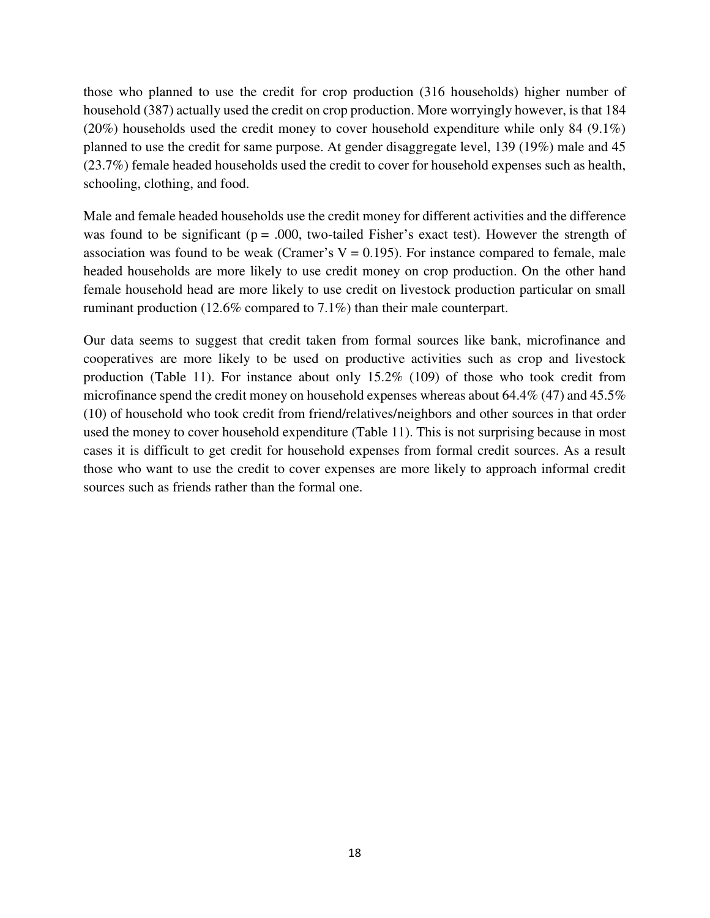those who planned to use the credit for crop production (316 households) higher number of household (387) actually used the credit on crop production. More worryingly however, is that 184 (20%) households used the credit money to cover household expenditure while only 84 (9.1%) planned to use the credit for same purpose. At gender disaggregate level, 139 (19%) male and 45 (23.7%) female headed households used the credit to cover for household expenses such as health, schooling, clothing, and food.

Male and female headed households use the credit money for different activities and the difference was found to be significant ($p = .000$, two-tailed Fisher's exact test). However the strength of association was found to be weak (Cramer's $V = 0.195$). For instance compared to female, male headed households are more likely to use credit money on crop production. On the other hand female household head are more likely to use credit on livestock production particular on small ruminant production (12.6% compared to 7.1%) than their male counterpart.

Our data seems to suggest that credit taken from formal sources like bank, microfinance and cooperatives are more likely to be used on productive activities such as crop and livestock production (Table 11). For instance about only 15.2% (109) of those who took credit from microfinance spend the credit money on household expenses whereas about 64.4% (47) and 45.5% (10) of household who took credit from friend/relatives/neighbors and other sources in that order used the money to cover household expenditure (Table 11). This is not surprising because in most cases it is difficult to get credit for household expenses from formal credit sources. As a result those who want to use the credit to cover expenses are more likely to approach informal credit sources such as friends rather than the formal one.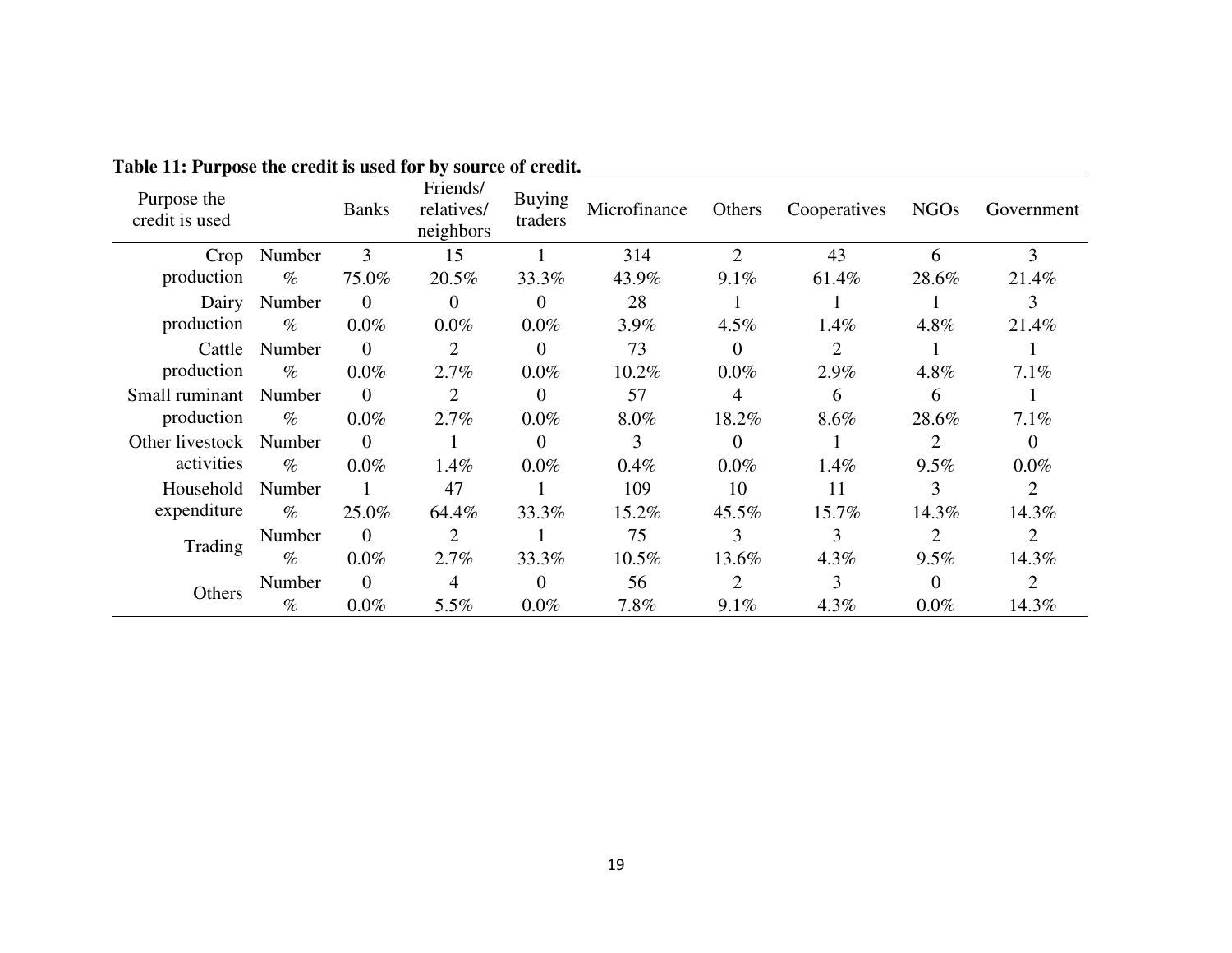**Table 11: Purpose the credit is used for by source of credit.**

| Purpose the credit is used | | Banks | Friends/ relatives/ neighbors | Buying traders | Microfinance | Others | Cooperatives | NGOs | Government |
|---|---|---|---|---|---|---|---|---|---|
| Crop production | Number | 3 | 15 | 1 | 314 | 2 | 43 | 6 | 3 |
| | % | 75.0% | 20.5% | 33.3% | 43.9% | 9.1% | 61.4% | 28.6% | 21.4% |
| Dairy production | Number | 0 | 0 | 0 | 28 | 1 | 1 | 1 | 3 |
| | % | 0.0% | 0.0% | 0.0% | 3.9% | 4.5% | 1.4% | 4.8% | 21.4% |
| Cattle production | Number | 0 | 2 | 0 | 73 | 0 | 2 | 1 | 1 |
| | % | 0.0% | 2.7% | 0.0% | 10.2% | 0.0% | 2.9% | 4.8% | 7.1% |
| Small ruminant production | Number | 0 | 2 | 0 | 57 | 4 | 6 | 6 | 1 |
| | % | 0.0% | 2.7% | 0.0% | 8.0% | 18.2% | 8.6% | 28.6% | 7.1% |
| Other livestock activities | Number | 0 | 1 | 0 | 3 | 0 | 1 | 2 | 0 |
| | % | 0.0% | 1.4% | 0.0% | 0.4% | 0.0% | 1.4% | 9.5% | 0.0% |
| Household expenditure | Number | 1 | 47 | 1 | 109 | 10 | 11 | 3 | 2 |
| | % | 25.0% | 64.4% | 33.3% | 15.2% | 45.5% | 15.7% | 14.3% | 14.3% |
| Trading | Number | 0 | 2 | 1 | 75 | 3 | 3 | 2 | 2 |
| | % | 0.0% | 2.7% | 33.3% | 10.5% | 13.6% | 4.3% | 9.5% | 14.3% |
| Others | Number | 0 | 4 | 0 | 56 | 2 | 3 | 0 | 2 |
| | % | 0.0% | 5.5% | 0.0% | 7.8% | 9.1% | 4.3% | 0.0% | 14.3% |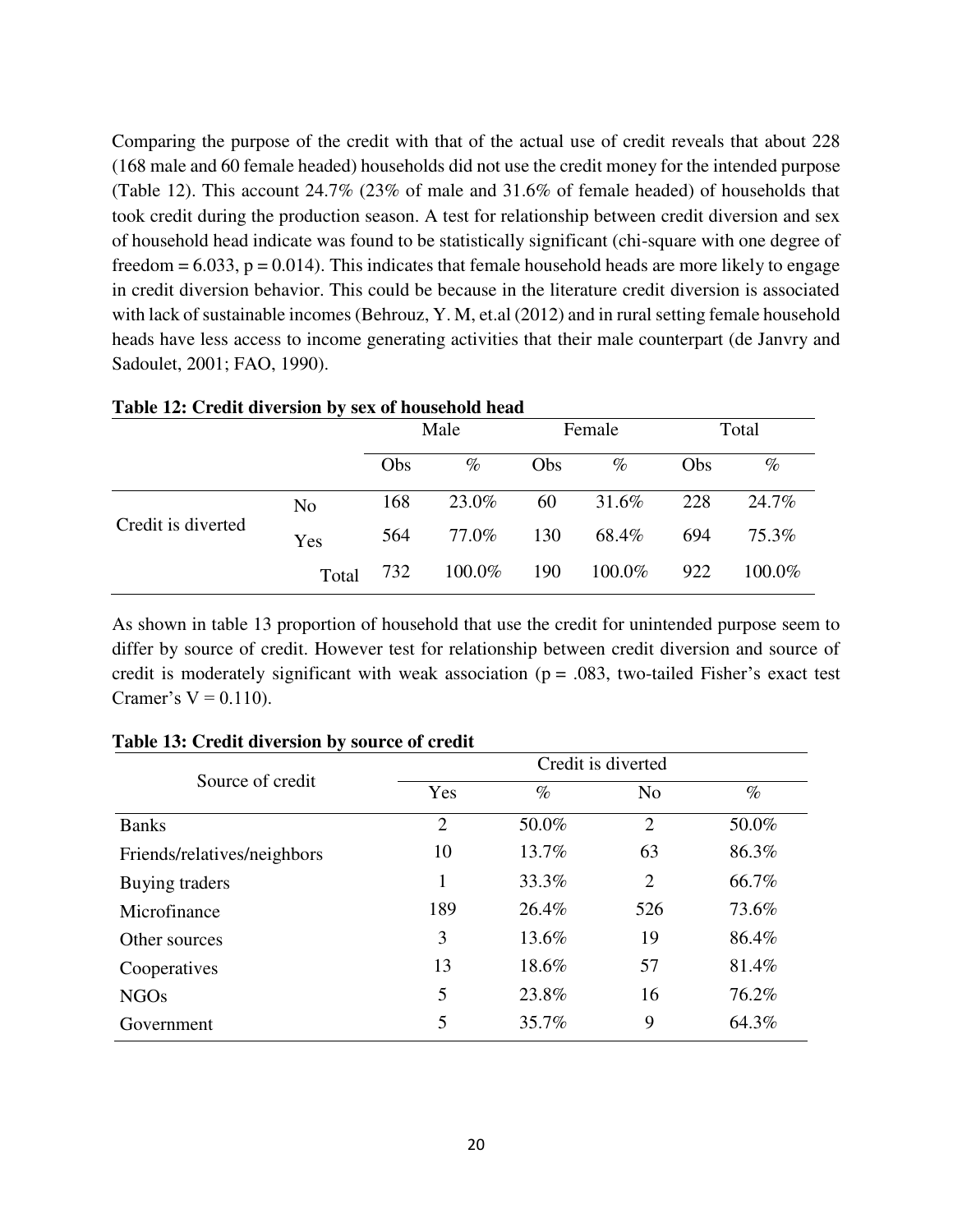Comparing the purpose of the credit with that of the actual use of credit reveals that about 228 (168 male and 60 female headed) households did not use the credit money for the intended purpose (Table 12). This account 24.7% (23% of male and 31.6% of female headed) of households that took credit during the production season. A test for relationship between credit diversion and sex of household head indicate was found to be statistically significant (chi-square with one degree of freedom = 6.033, p = 0.014). This indicates that female household heads are more likely to engage in credit diversion behavior. This could be because in the literature credit diversion is associated with lack of sustainable incomes (Behrouz, Y. M, et.al (2012) and in rural setting female household heads have less access to income generating activities that their male counterpart (de Janvry and Sadoulet, 2001; FAO, 1990).

**Table 12: Credit diversion by sex of household head**

| | | Male | | Female | | Total | |
|---|---|---|---|---|---|---|---|
| | | Obs | % | Obs | % | Obs | % |
| Credit is diverted | No | 168 | 23.0% | 60 | 31.6% | 228 | 24.7% |
| | Yes | 564 | 77.0% | 130 | 68.4% | 694 | 75.3% |
| | Total | 732 | 100.0% | 190 | 100.0% | 922 | 100.0% |

As shown in table 13 proportion of household that use the credit for unintended purpose seem to differ by source of credit. However test for relationship between credit diversion and source of credit is moderately significant with weak association (p = .083, two-tailed Fisher's exact test Cramer's V = 0.110).

**Table 13: Credit diversion by source of credit**

| Source of credit | Credit is diverted | | | |
|---|---|---|---|---|
| | Yes | % | No | % |
| Banks | 2 | 50.0% | 2 | 50.0% |
| Friends/relatives/neighbors | 10 | 13.7% | 63 | 86.3% |
| Buying traders | 1 | 33.3% | 2 | 66.7% |
| Microfinance | 189 | 26.4% | 526 | 73.6% |
| Other sources | 3 | 13.6% | 19 | 86.4% |
| Cooperatives | 13 | 18.6% | 57 | 81.4% |
| NGOs | 5 | 23.8% | 16 | 76.2% |
| Government | 5 | 35.7% | 9 | 64.3% |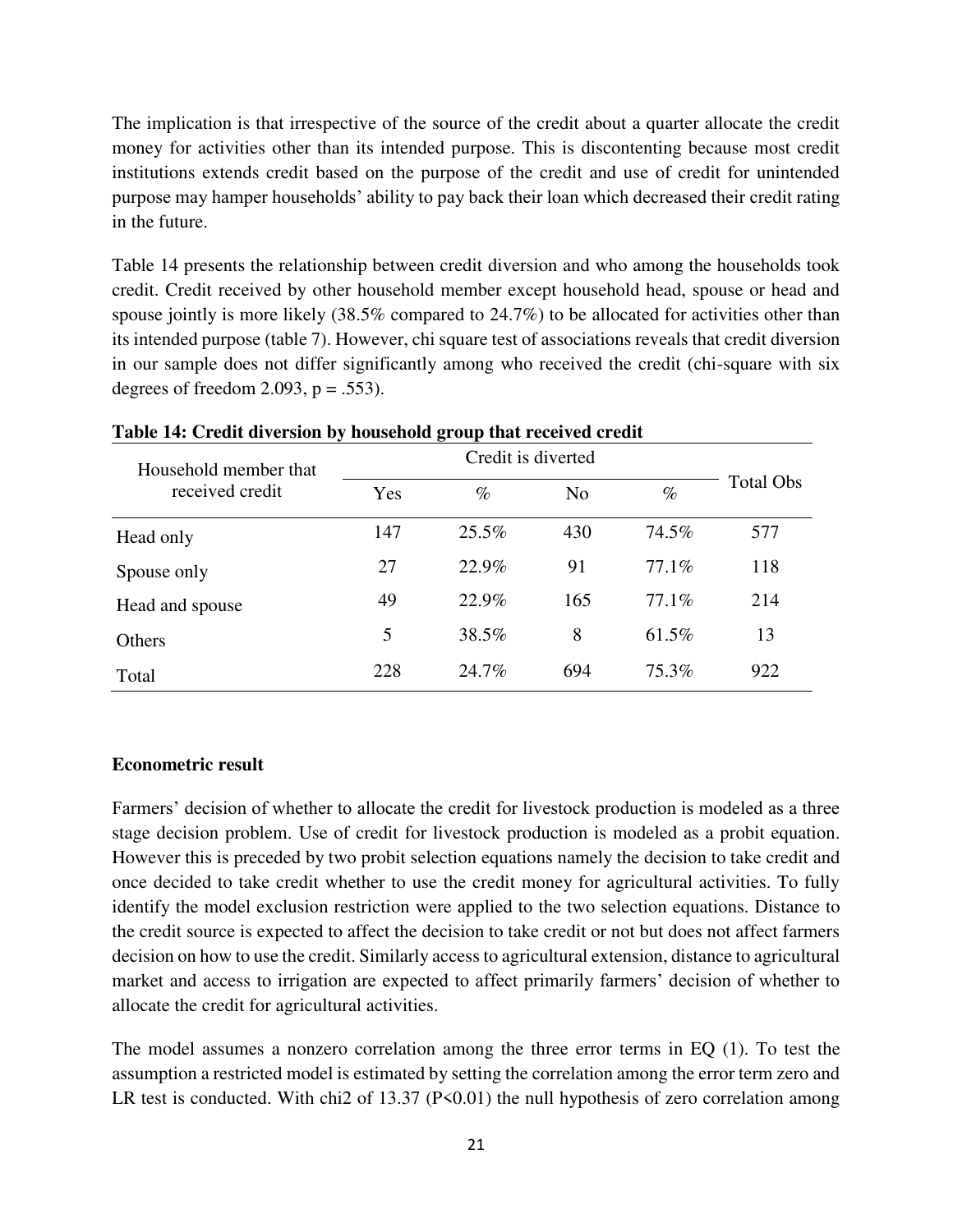The implication is that irrespective of the source of the credit about a quarter allocate the credit money for activities other than its intended purpose. This is discontenting because most credit institutions extends credit based on the purpose of the credit and use of credit for unintended purpose may hamper households' ability to pay back their loan which decreased their credit rating in the future.

Table 14 presents the relationship between credit diversion and who among the households took credit. Credit received by other household member except household head, spouse or head and spouse jointly is more likely (38.5% compared to 24.7%) to be allocated for activities other than its intended purpose (table 7). However, chi square test of associations reveals that credit diversion in our sample does not differ significantly among who received the credit (chi-square with six degrees of freedom 2.093, $p = .553$).

**Table 14: Credit diversion by household group that received credit**

| Household member that received credit | Credit is diverted | | | | Total Obs |
|---|---|---|---|---|---|
| | Yes | % | No | % | |
| Head only | 147 | 25.5% | 430 | 74.5% | 577 |
| Spouse only | 27 | 22.9% | 91 | 77.1% | 118 |
| Head and spouse | 49 | 22.9% | 165 | 77.1% | 214 |
| Others | 5 | 38.5% | 8 | 61.5% | 13 |
| Total | 228 | 24.7% | 694 | 75.3% | 922 |

**Econometric result**

Farmers' decision of whether to allocate the credit for livestock production is modeled as a three stage decision problem. Use of credit for livestock production is modeled as a probit equation. However this is preceded by two probit selection equations namely the decision to take credit and once decided to take credit whether to use the credit money for agricultural activities. To fully identify the model exclusion restriction were applied to the two selection equations. Distance to the credit source is expected to affect the decision to take credit or not but does not affect farmers decision on how to use the credit. Similarly access to agricultural extension, distance to agricultural market and access to irrigation are expected to affect primarily farmers' decision of whether to allocate the credit for agricultural activities.

The model assumes a nonzero correlation among the three error terms in EQ (1). To test the assumption a restricted model is estimated by setting the correlation among the error term zero and LR test is conducted. With chi2 of 13.37 ($P<0.01$) the null hypothesis of zero correlation among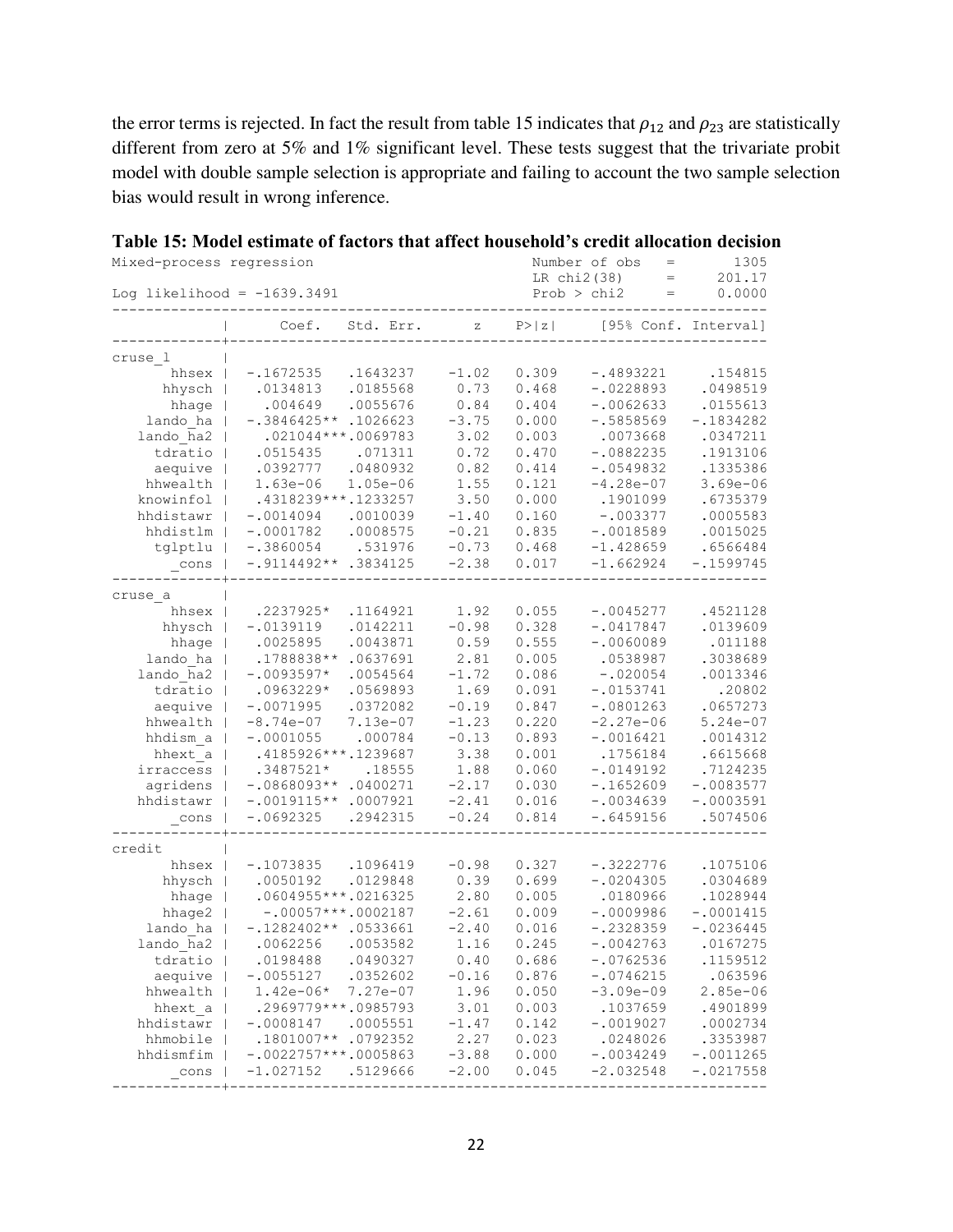the error terms is rejected. In fact the result from table 15 indicates that $\rho_{12}$ and $\rho_{23}$ are statistically different from zero at 5% and 1% significant level. These tests suggest that the trivariate probit model with double sample selection is appropriate and failing to account the two sample selection bias would result in wrong inference.

**Table 15: Model estimate of factors that affect household's credit allocation decision**

```
Mixed-process regression                          Number of obs   =       1305
                                                  LR chi2(38)     =     201.17
Log likelihood = -1639.3491                       Prob > chi2     =     0.0000
------------------------------------------------------------------------------
             |      Coef.   Std. Err.      z    P>|z|     [95% Conf. Interval]
-------------+----------------------------------------------------------------
cruse_l      |
       hhsex |  -.1672535   .1643237    -1.02   0.309    -.4893221     .154815
      hhysch |   .0134813   .0185568     0.73   0.468    -.0228893    .0498519
       hhage |    .004649   .0055676     0.84   0.404    -.0062633    .0155613
    lando_ha |  -.3846425** .1026623    -3.75   0.000    -.5858569   -.1834282
   lando_ha2 |    .021044***.0069783     3.02   0.003     .0073668    .0347211
     tdratio |   .0515435     .071311    0.72   0.470    -.0882235    .1913106
     aequive |   .0392777   .0480932     0.82   0.414    -.0549832    .1335386
    hhwealth |   1.63e-06   1.05e-06     1.55   0.121    -4.28e-07    3.69e-06
   knowinfol |   .4318239***.1233257     3.50   0.000     .1901099    .6735379
   hhdistawr |  -.0014094   .0010039    -1.40   0.160     -.003377    .0005583
    hhdistlm |  -.0001782   .0008575    -0.21   0.835    -.0018589    .0015025
     tglptlu |  -.3860054    .531976    -0.73   0.468    -1.428659    .6566484
       _cons |  -.9114492** .3834125    -2.38   0.017    -1.662924   -.1599745
-------------+----------------------------------------------------------------
cruse_a      |
       hhsex |   .2237925*  .1164921     1.92   0.055    -.0045277    .4521128
      hhysch |  -.0139119   .0142211    -0.98   0.328    -.0417847    .0139609
       hhage |   .0025895   .0043871     0.59   0.555    -.0060089     .011188
    lando_ha |   .1788838** .0637691     2.81   0.005     .0538987    .3038689
   lando_ha2 |  -.0093597*  .0054564    -1.72   0.086     -.020054    .0013346
     tdratio |   .0963229*  .0569893     1.69   0.091    -.0153741      .20802
     aequive |  -.0071995   .0372082    -0.19   0.847    -.0801263    .0657273
    hhwealth |  -8.74e-07   7.13e-07    -1.23   0.220    -2.27e-06    5.24e-07
    hhdism_a |  -.0001055    .000784    -0.13   0.893    -.0016421    .0014312
     hhext_a |   .4185926***.1239687     3.38   0.001     .1756184    .6615668
   irraccess |   .3487521*     .18555    1.88   0.060    -.0149192    .7124235
    agridens |  -.0868093** .0400271    -2.17   0.030    -.1652609   -.0083577
   hhdistawr |  -.0019115** .0007921    -2.41   0.016    -.0034639   -.0003591
       _cons |  -.0692325   .2942315    -0.24   0.814    -.6459156    .5074506
-------------+----------------------------------------------------------------
credit       |
       hhsex |  -.1073835   .1096419    -0.98   0.327    -.3222776    .1075106
      hhysch |   .0050192   .0129848     0.39   0.699    -.0204305    .0304689
       hhage |   .0604955***.0216325     2.80   0.005     .0180966    .1028944
      hhage2 |    -.00057***.0002187    -2.61   0.009    -.0009986   -.0001415
    lando_ha |  -.1282402** .0533661    -2.40   0.016    -.2328359   -.0236445
   lando_ha2 |   .0062256   .0053582     1.16   0.245    -.0042763    .0167275
     tdratio |   .0198488   .0490327     0.40   0.686    -.0762536    .1159512
     aequive |  -.0055127   .0352602    -0.16   0.876    -.0746215     .063596
    hhwealth |   1.42e-06*  7.27e-07     1.96   0.050    -3.09e-09    2.85e-06
     hhext_a |   .2969779***.0985793     3.01   0.003     .1037659    .4901899
   hhdistawr |  -.0008147   .0005551    -1.47   0.142    -.0019027    .0002734
    hhmobile |   .1801007** .0792352     2.27   0.023     .0248026    .3353987
    hhdismfim |  -.0022757***.0005863    -3.88   0.000    -.0034249   -.0011265
       _cons |  -1.027152   .5129666    -2.00   0.045    -2.032548   -.0217558
------------------------------------------------------------------------------
```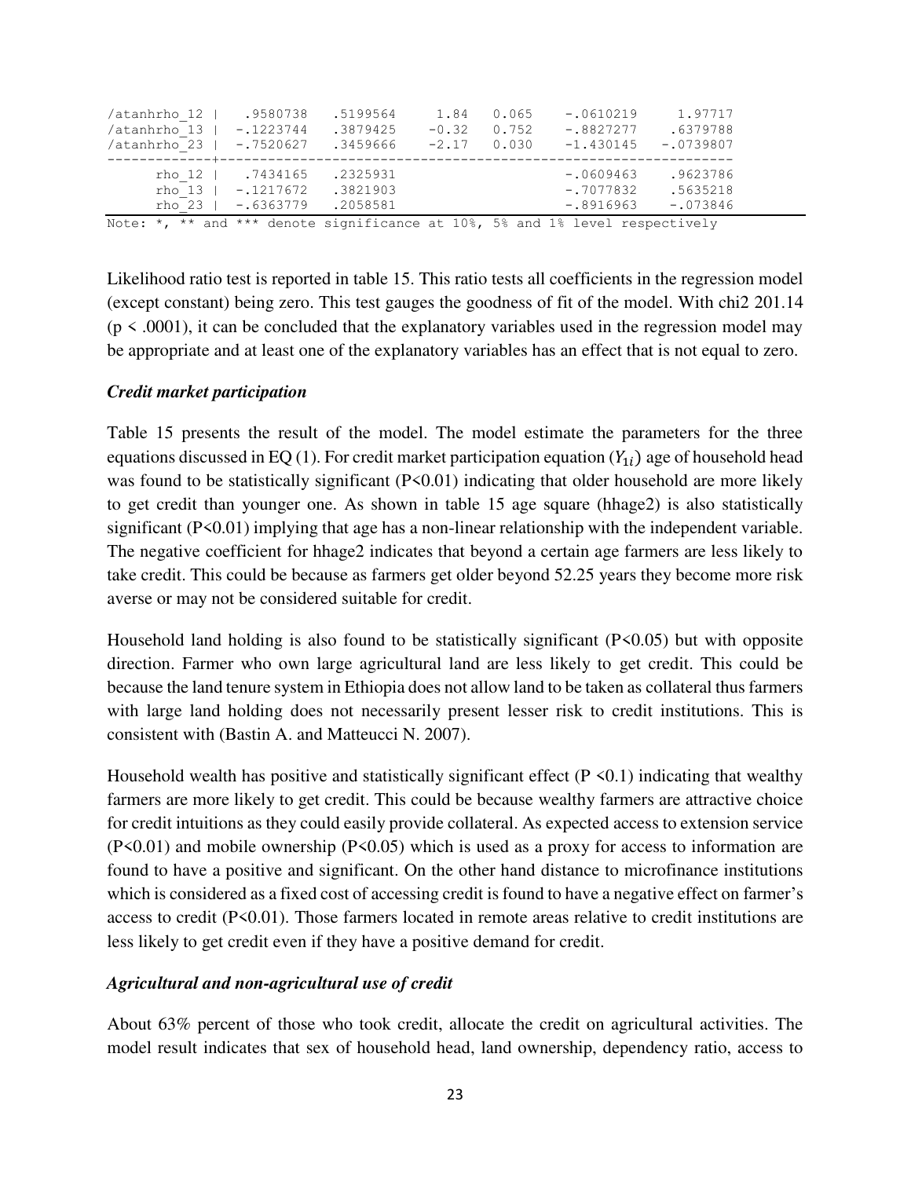| | | | | | | |
|---|---|---|---|---|---|---|
| /atanhrho_12 | .9580738 | .5199564 | 1.84 | 0.065 | -.0610219 | 1.97717 |
| /atanhrho_13 | -.1223744 | .3879425 | -0.32 | 0.752 | -.8827277 | .6379788 |
| /atanhrho_23 | -.7520627 | .3459666 | -2.17 | 0.030 | -1.430145 | -.0739807 |
| rho_12 | .7434165 | .2325931 | | | -.0609463 | .9623786 |
| rho_13 | -.1217672 | .3821903 | | | -.7077832 | .5635218 |
| rho_23 | -.6363779 | .2058581 | | | -.8916963 | -.073846 |

Note: *, ** and *** denote significance at 10%, 5% and 1% level respectively

Likelihood ratio test is reported in table 15. This ratio tests all coefficients in the regression model (except constant) being zero. This test gauges the goodness of fit of the model. With chi2 201.14 ($p < .0001$), it can be concluded that the explanatory variables used in the regression model may be appropriate and at least one of the explanatory variables has an effect that is not equal to zero.

***Credit market participation***

Table 15 presents the result of the model. The model estimate the parameters for the three equations discussed in EQ (1). For credit market participation equation ($Y_{1i}$) age of household head was found to be statistically significant ($P<0.01$) indicating that older household are more likely to get credit than younger one. As shown in table 15 age square (hhage2) is also statistically significant ($P<0.01$) implying that age has a non-linear relationship with the independent variable. The negative coefficient for hhage2 indicates that beyond a certain age farmers are less likely to take credit. This could be because as farmers get older beyond 52.25 years they become more risk averse or may not be considered suitable for credit.

Household land holding is also found to be statistically significant ($P<0.05$) but with opposite direction. Farmer who own large agricultural land are less likely to get credit. This could be because the land tenure system in Ethiopia does not allow land to be taken as collateral thus farmers with large land holding does not necessarily present lesser risk to credit institutions. This is consistent with (Bastin A. and Matteucci N. 2007).

Household wealth has positive and statistically significant effect ($P <0.1$) indicating that wealthy farmers are more likely to get credit. This could be because wealthy farmers are attractive choice for credit intuitions as they could easily provide collateral. As expected access to extension service ($P<0.01$) and mobile ownership ($P<0.05$) which is used as a proxy for access to information are found to have a positive and significant. On the other hand distance to microfinance institutions which is considered as a fixed cost of accessing credit is found to have a negative effect on farmer's access to credit ($P<0.01$). Those farmers located in remote areas relative to credit institutions are less likely to get credit even if they have a positive demand for credit.

***Agricultural and non-agricultural use of credit***

About 63% percent of those who took credit, allocate the credit on agricultural activities. The model result indicates that sex of household head, land ownership, dependency ratio, access to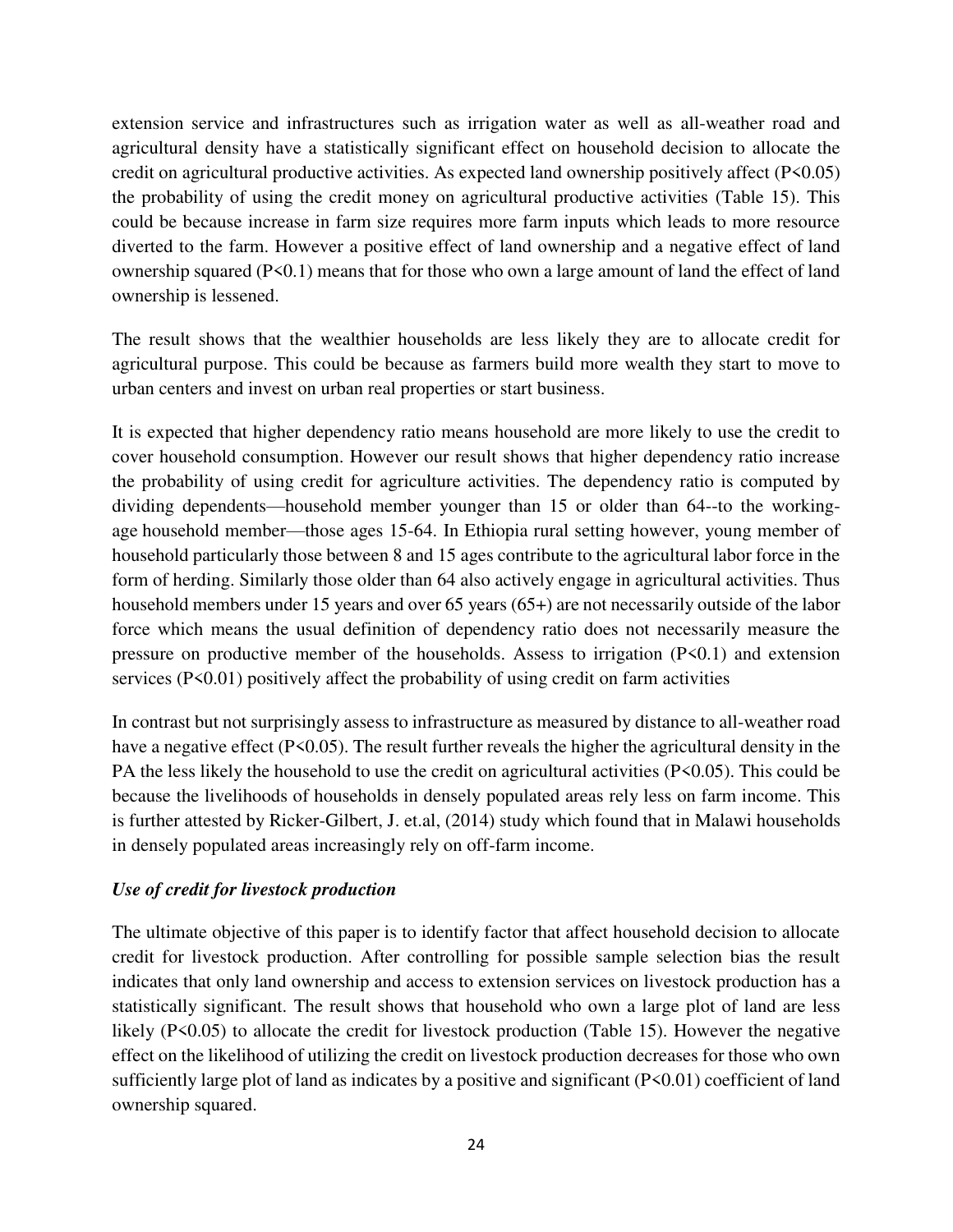extension service and infrastructures such as irrigation water as well as all-weather road and agricultural density have a statistically significant effect on household decision to allocate the credit on agricultural productive activities. As expected land ownership positively affect ($P<0.05$) the probability of using the credit money on agricultural productive activities (Table 15). This could be because increase in farm size requires more farm inputs which leads to more resource diverted to the farm. However a positive effect of land ownership and a negative effect of land ownership squared ($P<0.1$) means that for those who own a large amount of land the effect of land ownership is lessened.

The result shows that the wealthier households are less likely they are to allocate credit for agricultural purpose. This could be because as farmers build more wealth they start to move to urban centers and invest on urban real properties or start business.

It is expected that higher dependency ratio means household are more likely to use the credit to cover household consumption. However our result shows that higher dependency ratio increase the probability of using credit for agriculture activities. The dependency ratio is computed by dividing dependents—household member younger than 15 or older than 64--to the working-age household member—those ages 15-64. In Ethiopia rural setting however, young member of household particularly those between 8 and 15 ages contribute to the agricultural labor force in the form of herding. Similarly those older than 64 also actively engage in agricultural activities. Thus household members under 15 years and over 65 years (65+) are not necessarily outside of the labor force which means the usual definition of dependency ratio does not necessarily measure the pressure on productive member of the households. Assess to irrigation ($P<0.1$) and extension services ($P<0.01$) positively affect the probability of using credit on farm activities

In contrast but not surprisingly assess to infrastructure as measured by distance to all-weather road have a negative effect ($P<0.05$). The result further reveals the higher the agricultural density in the PA the less likely the household to use the credit on agricultural activities ($P<0.05$). This could be because the livelihoods of households in densely populated areas rely less on farm income. This is further attested by Ricker-Gilbert, J. et.al, (2014) study which found that in Malawi households in densely populated areas increasingly rely on off-farm income.

### *Use of credit for livestock production*

The ultimate objective of this paper is to identify factor that affect household decision to allocate credit for livestock production. After controlling for possible sample selection bias the result indicates that only land ownership and access to extension services on livestock production has a statistically significant. The result shows that household who own a large plot of land are less likely ($P<0.05$) to allocate the credit for livestock production (Table 15). However the negative effect on the likelihood of utilizing the credit on livestock production decreases for those who own sufficiently large plot of land as indicates by a positive and significant ($P<0.01$) coefficient of land ownership squared.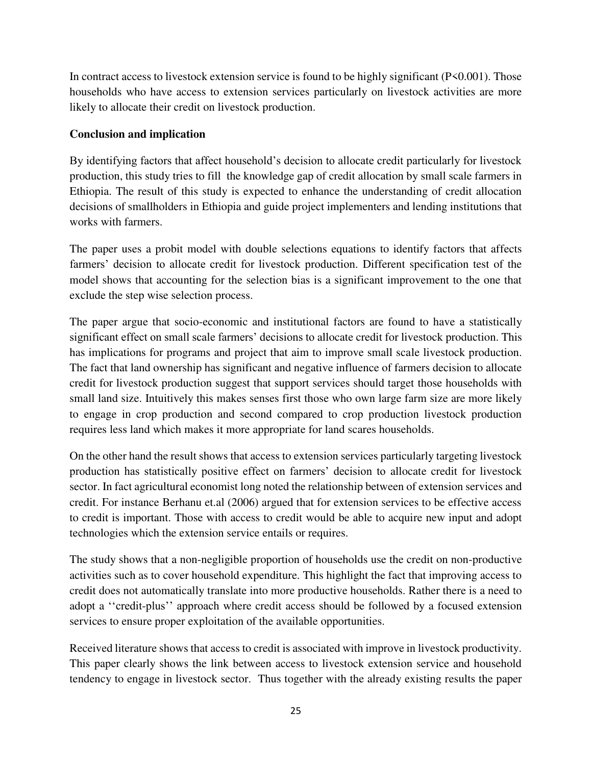In contract access to livestock extension service is found to be highly significant ($P<0.001$). Those households who have access to extension services particularly on livestock activities are more likely to allocate their credit on livestock production.

**Conclusion and implication**

By identifying factors that affect household's decision to allocate credit particularly for livestock production, this study tries to fill the knowledge gap of credit allocation by small scale farmers in Ethiopia. The result of this study is expected to enhance the understanding of credit allocation decisions of smallholders in Ethiopia and guide project implementers and lending institutions that works with farmers.

The paper uses a probit model with double selections equations to identify factors that affects farmers' decision to allocate credit for livestock production. Different specification test of the model shows that accounting for the selection bias is a significant improvement to the one that exclude the step wise selection process.

The paper argue that socio-economic and institutional factors are found to have a statistically significant effect on small scale farmers' decisions to allocate credit for livestock production. This has implications for programs and project that aim to improve small scale livestock production. The fact that land ownership has significant and negative influence of farmers decision to allocate credit for livestock production suggest that support services should target those households with small land size. Intuitively this makes senses first those who own large farm size are more likely to engage in crop production and second compared to crop production livestock production requires less land which makes it more appropriate for land scares households.

On the other hand the result shows that access to extension services particularly targeting livestock production has statistically positive effect on farmers' decision to allocate credit for livestock sector. In fact agricultural economist long noted the relationship between of extension services and credit. For instance Berhanu et.al (2006) argued that for extension services to be effective access to credit is important. Those with access to credit would be able to acquire new input and adopt technologies which the extension service entails or requires.

The study shows that a non-negligible proportion of households use the credit on non-productive activities such as to cover household expenditure. This highlight the fact that improving access to credit does not automatically translate into more productive households. Rather there is a need to adopt a ''credit-plus'' approach where credit access should be followed by a focused extension services to ensure proper exploitation of the available opportunities.

Received literature shows that access to credit is associated with improve in livestock productivity. This paper clearly shows the link between access to livestock extension service and household tendency to engage in livestock sector. Thus together with the already existing results the paper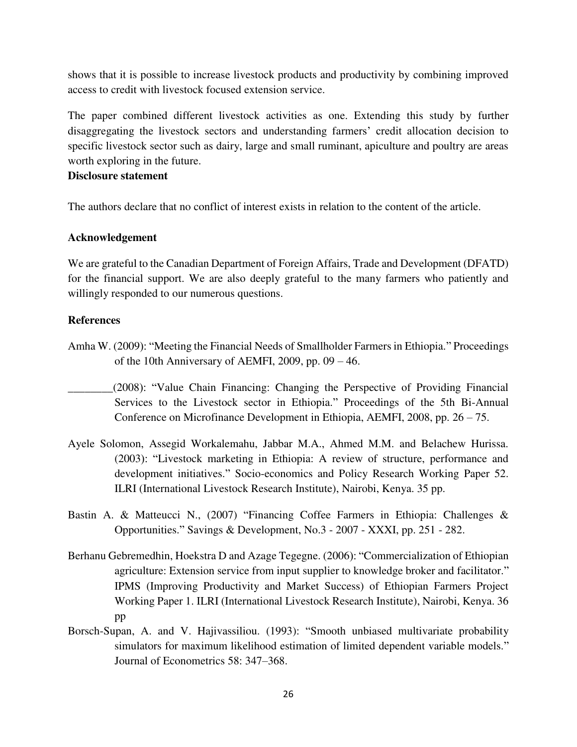shows that it is possible to increase livestock products and productivity by combining improved access to credit with livestock focused extension service.

The paper combined different livestock activities as one. Extending this study by further disaggregating the livestock sectors and understanding farmers' credit allocation decision to specific livestock sector such as dairy, large and small ruminant, apiculture and poultry are areas worth exploring in the future.

**Disclosure statement**

The authors declare that no conflict of interest exists in relation to the content of the article.

**Acknowledgement**

We are grateful to the Canadian Department of Foreign Affairs, Trade and Development (DFATD) for the financial support. We are also deeply grateful to the many farmers who patiently and willingly responded to our numerous questions.

**References**

Amha W. (2009): "Meeting the Financial Needs of Smallholder Farmers in Ethiopia." Proceedings of the 10th Anniversary of AEMFI, 2009, pp. 09 – 46.

________(2008): "Value Chain Financing: Changing the Perspective of Providing Financial Services to the Livestock sector in Ethiopia." Proceedings of the 5th Bi-Annual Conference on Microfinance Development in Ethiopia, AEMFI, 2008, pp. 26 – 75.

Ayele Solomon, Assegid Workalemahu, Jabbar M.A., Ahmed M.M. and Belachew Hurissa. (2003): "Livestock marketing in Ethiopia: A review of structure, performance and development initiatives." Socio-economics and Policy Research Working Paper 52. ILRI (International Livestock Research Institute), Nairobi, Kenya. 35 pp.

Bastin A. & Matteucci N., (2007) "Financing Coffee Farmers in Ethiopia: Challenges & Opportunities." Savings & Development, No.3 - 2007 - XXXI, pp. 251 - 282.

Berhanu Gebremedhin, Hoekstra D and Azage Tegegne. (2006): "Commercialization of Ethiopian agriculture: Extension service from input supplier to knowledge broker and facilitator." IPMS (Improving Productivity and Market Success) of Ethiopian Farmers Project Working Paper 1. ILRI (International Livestock Research Institute), Nairobi, Kenya. 36 pp

Borsch-Supan, A. and V. Hajivassiliou. (1993): "Smooth unbiased multivariate probability simulators for maximum likelihood estimation of limited dependent variable models." Journal of Econometrics 58: 347–368.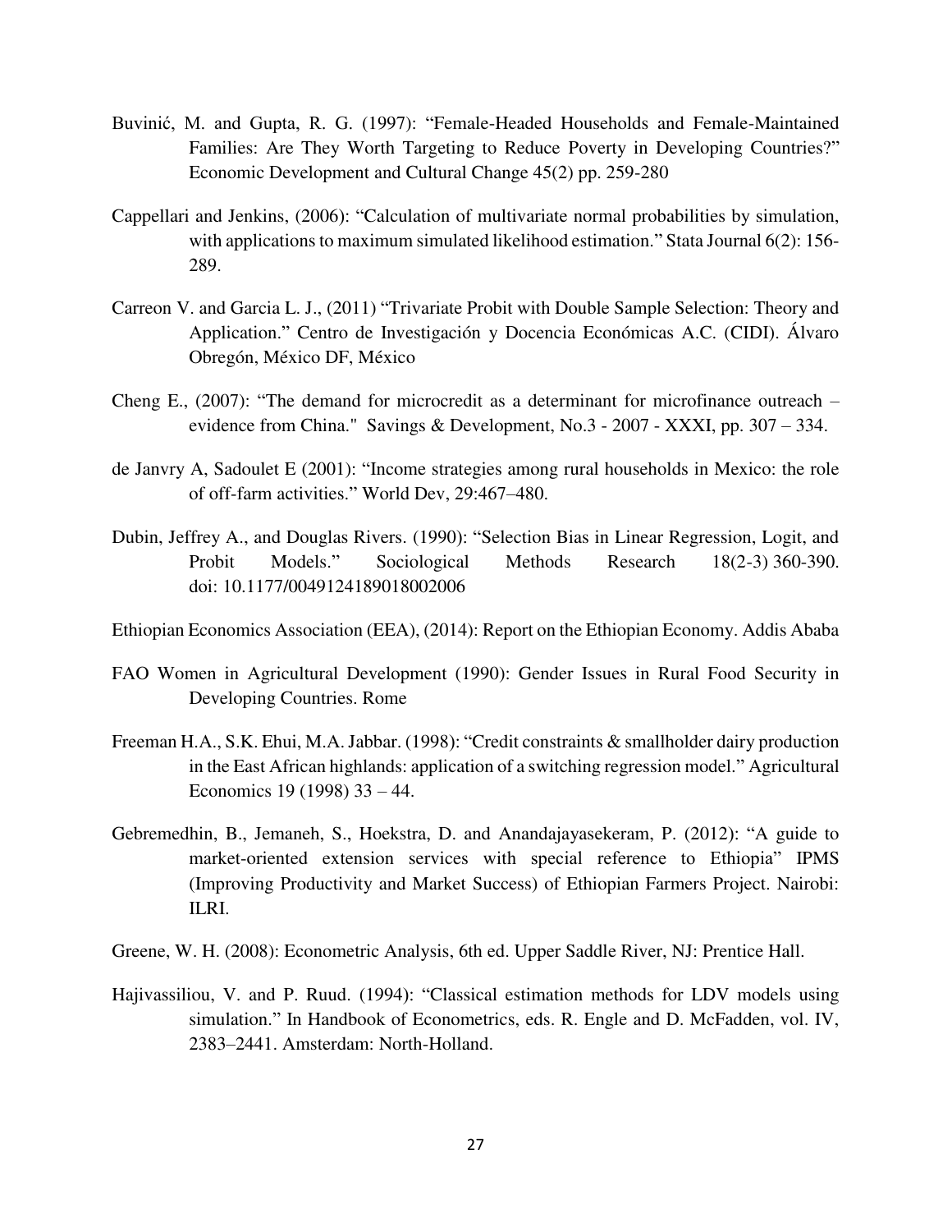Buvinić, M. and Gupta, R. G. (1997): "Female-Headed Households and Female-Maintained Families: Are They Worth Targeting to Reduce Poverty in Developing Countries?" Economic Development and Cultural Change 45(2) pp. 259-280

Cappellari and Jenkins, (2006): "Calculation of multivariate normal probabilities by simulation, with applications to maximum simulated likelihood estimation." Stata Journal 6(2): 156-289.

Carreon V. and Garcia L. J., (2011) "Trivariate Probit with Double Sample Selection: Theory and Application." Centro de Investigación y Docencia Económicas A.C. (CIDI). Álvaro Obregón, México DF, México

Cheng E., (2007): "The demand for microcredit as a determinant for microfinance outreach – evidence from China." Savings & Development, No.3 - 2007 - XXXI, pp. 307 – 334.

de Janvry A, Sadoulet E (2001): "Income strategies among rural households in Mexico: the role of off-farm activities." World Dev, 29:467–480.

Dubin, Jeffrey A., and Douglas Rivers. (1990): "Selection Bias in Linear Regression, Logit, and Probit Models." Sociological Methods Research 18(2-3) 360-390. doi: 10.1177/0049124189018002006

Ethiopian Economics Association (EEA), (2014): Report on the Ethiopian Economy. Addis Ababa

FAO Women in Agricultural Development (1990): Gender Issues in Rural Food Security in Developing Countries. Rome

Freeman H.A., S.K. Ehui, M.A. Jabbar. (1998): "Credit constraints & smallholder dairy production in the East African highlands: application of a switching regression model." Agricultural Economics 19 (1998) 33 – 44.

Gebremedhin, B., Jemaneh, S., Hoekstra, D. and Anandajayasekeram, P. (2012): "A guide to market-oriented extension services with special reference to Ethiopia" IPMS (Improving Productivity and Market Success) of Ethiopian Farmers Project. Nairobi: ILRI.

Greene, W. H. (2008): Econometric Analysis, 6th ed. Upper Saddle River, NJ: Prentice Hall.

Hajivassiliou, V. and P. Ruud. (1994): "Classical estimation methods for LDV models using simulation." In Handbook of Econometrics, eds. R. Engle and D. McFadden, vol. IV, 2383–2441. Amsterdam: North-Holland.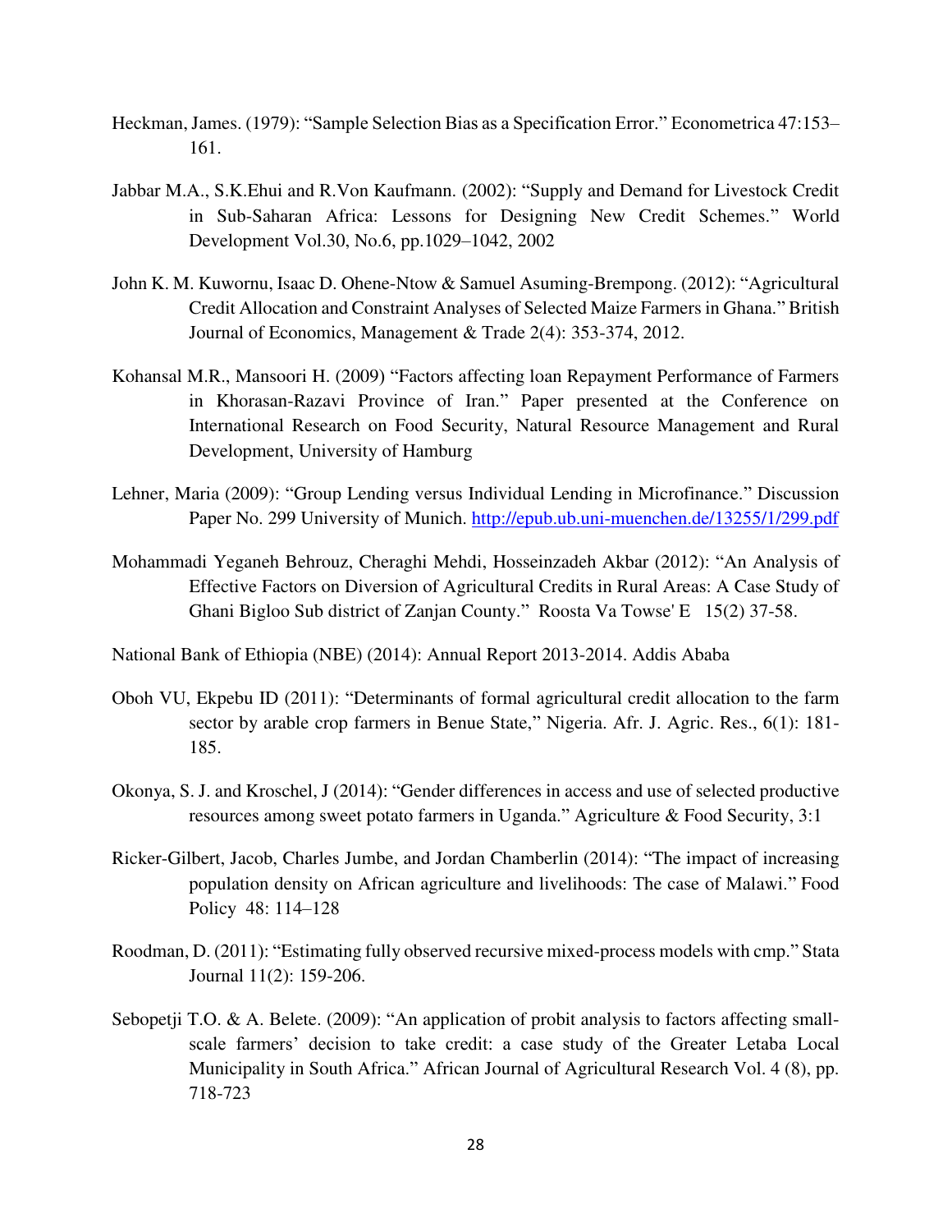Heckman, James. (1979): "Sample Selection Bias as a Specification Error." Econometrica 47:153–161.

Jabbar M.A., S.K.Ehui and R.Von Kaufmann. (2002): "Supply and Demand for Livestock Credit in Sub-Saharan Africa: Lessons for Designing New Credit Schemes." World Development Vol.30, No.6, pp.1029–1042, 2002

John K. M. Kuwornu, Isaac D. Ohene-Ntow & Samuel Asuming-Brempong. (2012): "Agricultural Credit Allocation and Constraint Analyses of Selected Maize Farmers in Ghana." British Journal of Economics, Management & Trade 2(4): 353-374, 2012.

Kohansal M.R., Mansoori H. (2009) "Factors affecting loan Repayment Performance of Farmers in Khorasan-Razavi Province of Iran." Paper presented at the Conference on International Research on Food Security, Natural Resource Management and Rural Development, University of Hamburg

Lehner, Maria (2009): "Group Lending versus Individual Lending in Microfinance." Discussion Paper No. 299 University of Munich. http://epub.ub.uni-muenchen.de/13255/1/299.pdf

Mohammadi Yeganeh Behrouz, Cheraghi Mehdi, Hosseinzadeh Akbar (2012): "An Analysis of Effective Factors on Diversion of Agricultural Credits in Rural Areas: A Case Study of Ghani Bigloo Sub district of Zanjan County." Roosta Va Towse' E 15(2) 37-58.

National Bank of Ethiopia (NBE) (2014): Annual Report 2013-2014. Addis Ababa

Oboh VU, Ekpebu ID (2011): "Determinants of formal agricultural credit allocation to the farm sector by arable crop farmers in Benue State," Nigeria. Afr. J. Agric. Res., 6(1): 181-185.

Okonya, S. J. and Kroschel, J (2014): "Gender differences in access and use of selected productive resources among sweet potato farmers in Uganda." Agriculture & Food Security, 3:1

Ricker-Gilbert, Jacob, Charles Jumbe, and Jordan Chamberlin (2014): "The impact of increasing population density on African agriculture and livelihoods: The case of Malawi." Food Policy 48: 114–128

Roodman, D. (2011): "Estimating fully observed recursive mixed-process models with cmp." Stata Journal 11(2): 159-206.

Sebopetji T.O. & A. Belete. (2009): "An application of probit analysis to factors affecting small-scale farmers' decision to take credit: a case study of the Greater Letaba Local Municipality in South Africa." African Journal of Agricultural Research Vol. 4 (8), pp. 718-723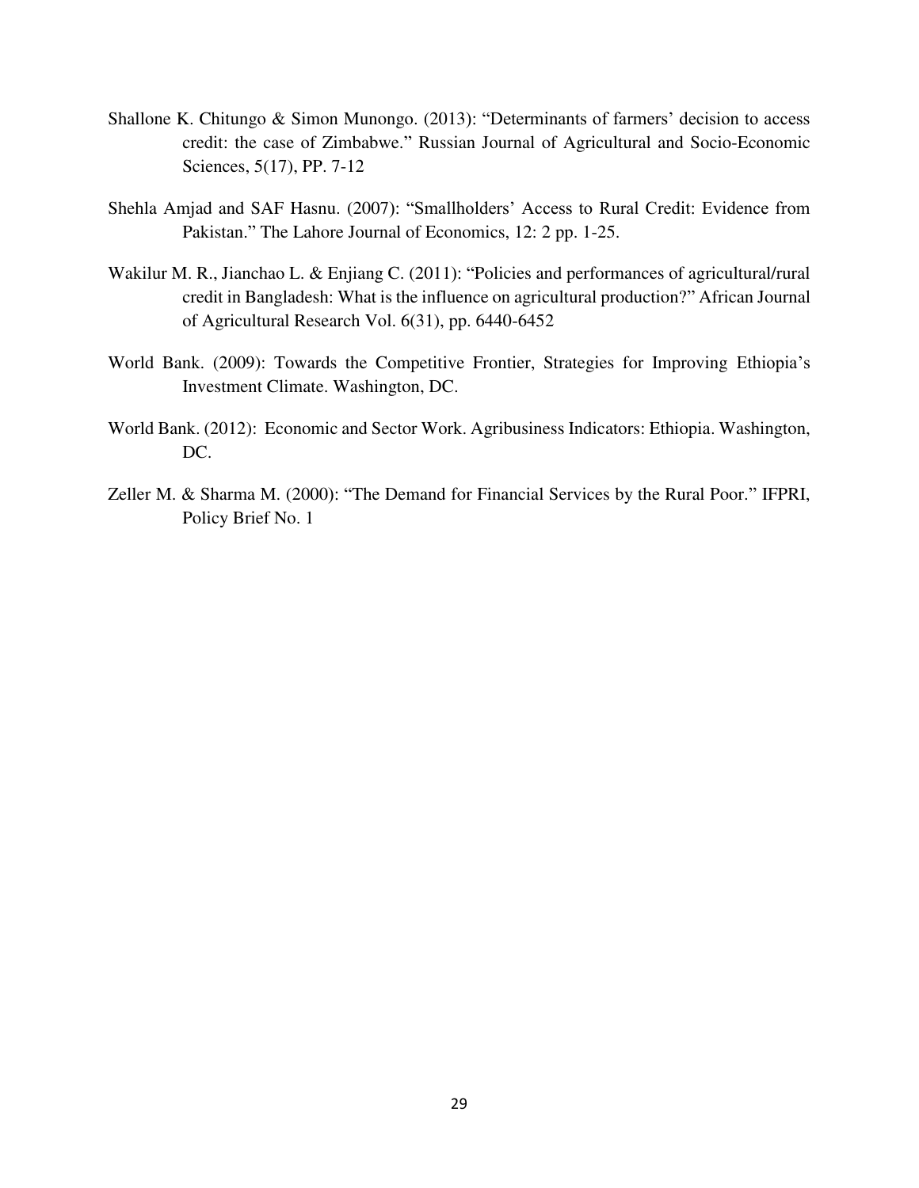Shallone K. Chitungo & Simon Munongo. (2013): "Determinants of farmers' decision to access credit: the case of Zimbabwe." Russian Journal of Agricultural and Socio-Economic Sciences, 5(17), PP. 7-12

Shehla Amjad and SAF Hasnu. (2007): "Smallholders' Access to Rural Credit: Evidence from Pakistan." The Lahore Journal of Economics, 12: 2 pp. 1-25.

Wakilur M. R., Jianchao L. & Enjiang C. (2011): "Policies and performances of agricultural/rural credit in Bangladesh: What is the influence on agricultural production?" African Journal of Agricultural Research Vol. 6(31), pp. 6440-6452

World Bank. (2009): Towards the Competitive Frontier, Strategies for Improving Ethiopia's Investment Climate. Washington, DC.

World Bank. (2012): Economic and Sector Work. Agribusiness Indicators: Ethiopia. Washington, DC.

Zeller M. & Sharma M. (2000): "The Demand for Financial Services by the Rural Poor." IFPRI, Policy Brief No. 1